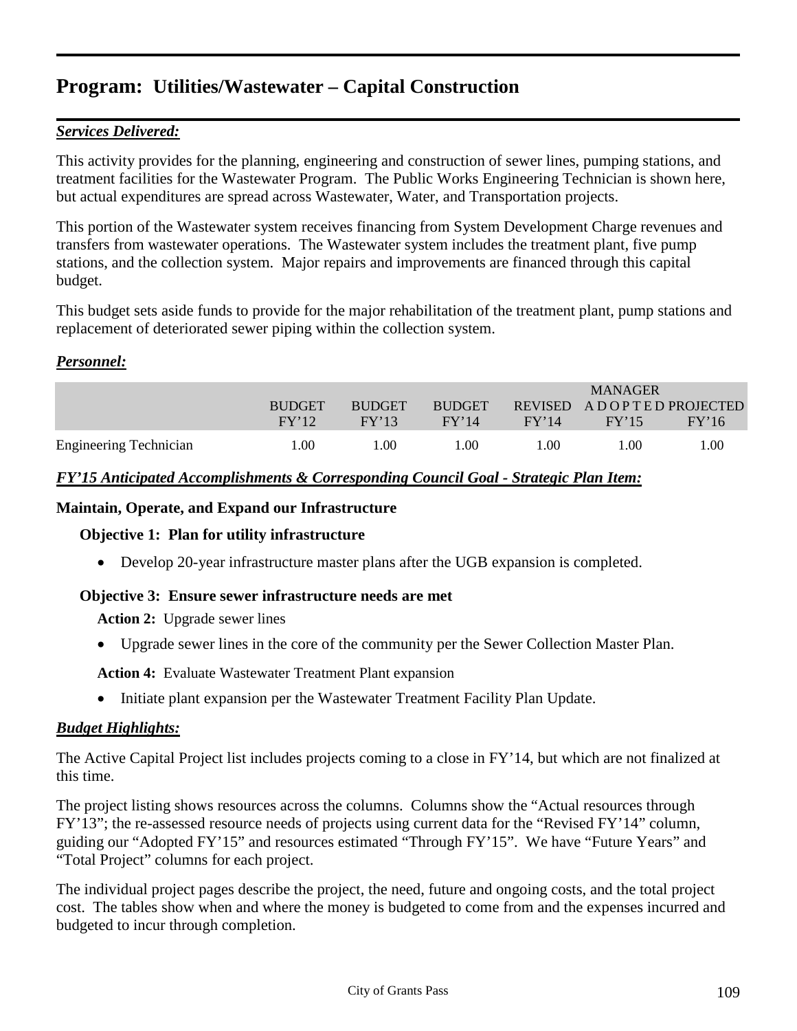# Program: Utilities/Wastewater – Capital Construction

***Services Delivered:***

This activity provides for the planning, engineering and construction of sewer lines, pumping stations, and treatment facilities for the Wastewater Program. The Public Works Engineering Technician is shown here, but actual expenditures are spread across Wastewater, Water, and Transportation projects.

This portion of the Wastewater system receives financing from System Development Charge revenues and transfers from wastewater operations. The Wastewater system includes the treatment plant, five pump stations, and the collection system. Major repairs and improvements are financed through this capital budget.

This budget sets aside funds to provide for the major rehabilitation of the treatment plant, pump stations and replacement of deteriorated sewer piping within the collection system.

***Personnel:***

| | BUDGET FY'12 | BUDGET FY'13 | BUDGET FY'14 | REVISED FY'14 | MANAGER ADOPTED FY'15 | PROJECTED FY'16 |
|---|---|---|---|---|---|---|
| Engineering Technician | 1.00 | 1.00 | 1.00 | 1.00 | 1.00 | 1.00 |

***FY'15 Anticipated Accomplishments & Corresponding Council Goal - Strategic Plan Item:***

**Maintain, Operate, and Expand our Infrastructure**

**Objective 1: Plan for utility infrastructure**

- Develop 20-year infrastructure master plans after the UGB expansion is completed.

**Objective 3: Ensure sewer infrastructure needs are met**

**Action 2:** Upgrade sewer lines

- Upgrade sewer lines in the core of the community per the Sewer Collection Master Plan.

**Action 4:** Evaluate Wastewater Treatment Plant expansion

- Initiate plant expansion per the Wastewater Treatment Facility Plan Update.

***Budget Highlights:***

The Active Capital Project list includes projects coming to a close in FY'14, but which are not finalized at this time.

The project listing shows resources across the columns. Columns show the "Actual resources through FY'13"; the re-assessed resource needs of projects using current data for the "Revised FY'14" column, guiding our "Adopted FY'15" and resources estimated "Through FY'15". We have "Future Years" and "Total Project" columns for each project.

The individual project pages describe the project, the need, future and ongoing costs, and the total project cost. The tables show when and where the money is budgeted to come from and the expenses incurred and budgeted to incur through completion.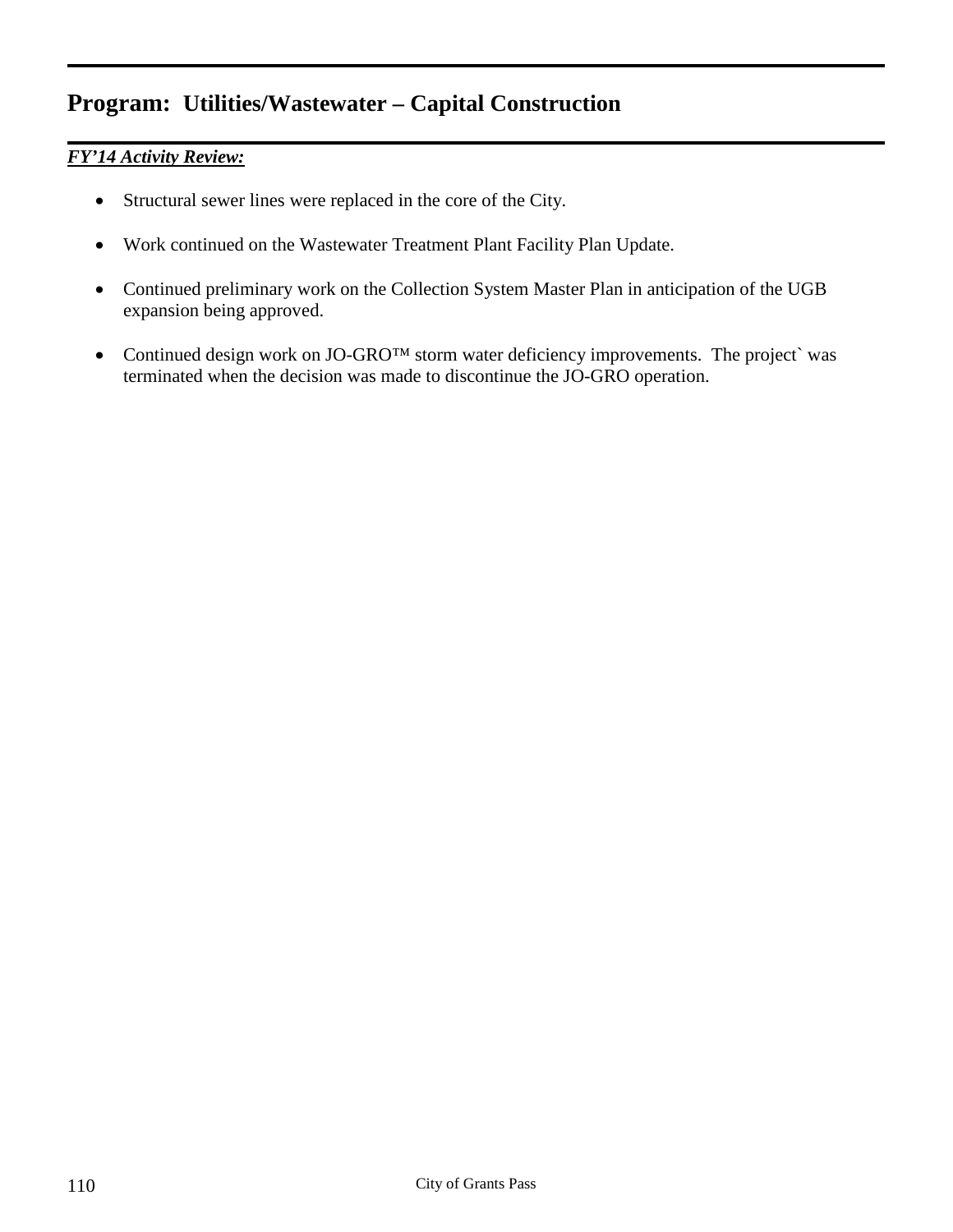## Program: Utilities/Wastewater – Capital Construction

***FY'14 Activity Review:***

- Structural sewer lines were replaced in the core of the City.
- Work continued on the Wastewater Treatment Plant Facility Plan Update.
- Continued preliminary work on the Collection System Master Plan in anticipation of the UGB expansion being approved.
- Continued design work on JO-GRO™ storm water deficiency improvements. The project` was terminated when the decision was made to discontinue the JO-GRO operation.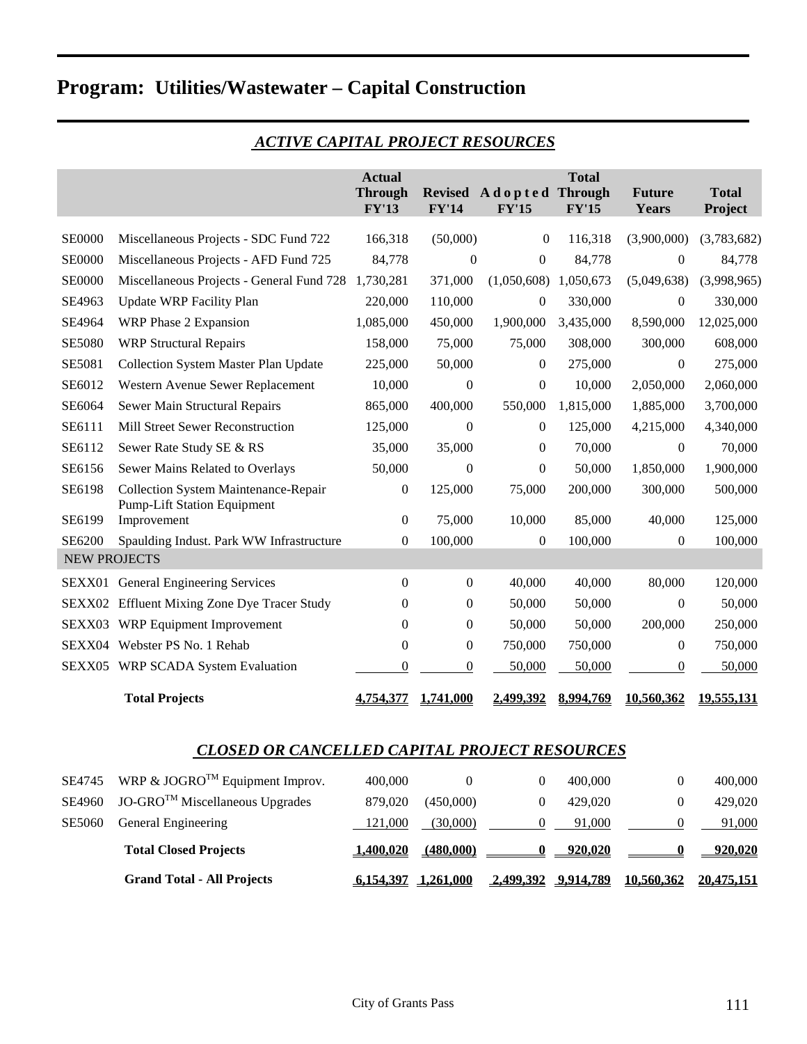# Program: Utilities/Wastewater – Capital Construction

## *ACTIVE CAPITAL PROJECT RESOURCES*

| | | Actual Through FY'13 | Revised FY'14 | Adopted FY'15 | Total Through FY'15 | Future Years | Total Project |
|---|---|---|---|---|---|---|---|
| SE0000 | Miscellaneous Projects - SDC Fund 722 | 166,318 | (50,000) | 0 | 116,318 | (3,900,000) | (3,783,682) |
| SE0000 | Miscellaneous Projects - AFD Fund 725 | 84,778 | 0 | 0 | 84,778 | 0 | 84,778 |
| SE0000 | Miscellaneous Projects - General Fund 728 | 1,730,281 | 371,000 | (1,050,608) | 1,050,673 | (5,049,638) | (3,998,965) |
| SE4963 | Update WRP Facility Plan | 220,000 | 110,000 | 0 | 330,000 | 0 | 330,000 |
| SE4964 | WRP Phase 2 Expansion | 1,085,000 | 450,000 | 1,900,000 | 3,435,000 | 8,590,000 | 12,025,000 |
| SE5080 | WRP Structural Repairs | 158,000 | 75,000 | 75,000 | 308,000 | 300,000 | 608,000 |
| SE5081 | Collection System Master Plan Update | 225,000 | 50,000 | 0 | 275,000 | 0 | 275,000 |
| SE6012 | Western Avenue Sewer Replacement | 10,000 | 0 | 0 | 10,000 | 2,050,000 | 2,060,000 |
| SE6064 | Sewer Main Structural Repairs | 865,000 | 400,000 | 550,000 | 1,815,000 | 1,885,000 | 3,700,000 |
| SE6111 | Mill Street Sewer Reconstruction | 125,000 | 0 | 0 | 125,000 | 4,215,000 | 4,340,000 |
| SE6112 | Sewer Rate Study SE & RS | 35,000 | 35,000 | 0 | 70,000 | 0 | 70,000 |
| SE6156 | Sewer Mains Related to Overlays | 50,000 | 0 | 0 | 50,000 | 1,850,000 | 1,900,000 |
| SE6198 | Collection System Maintenance-Repair | 0 | 125,000 | 75,000 | 200,000 | 300,000 | 500,000 |
| SE6199 | Pump-Lift Station Equipment Improvement | 0 | 75,000 | 10,000 | 85,000 | 40,000 | 125,000 |
| SE6200 | Spaulding Indust. Park WW Infrastructure | 0 | 100,000 | 0 | 100,000 | 0 | 100,000 |
| NEW PROJECTS | | | | | | | |
| SEXX01 | General Engineering Services | 0 | 0 | 40,000 | 40,000 | 80,000 | 120,000 |
| SEXX02 | Effluent Mixing Zone Dye Tracer Study | 0 | 0 | 50,000 | 50,000 | 0 | 50,000 |
| SEXX03 | WRP Equipment Improvement | 0 | 0 | 50,000 | 50,000 | 200,000 | 250,000 |
| SEXX04 | Webster PS No. 1 Rehab | 0 | 0 | 750,000 | 750,000 | 0 | 750,000 |
| SEXX05 | WRP SCADA System Evaluation | 0 | 0 | 50,000 | 50,000 | 0 | 50,000 |
| | **Total Projects** | **4,754,377** | **1,741,000** | **2,499,392** | **8,994,769** | **10,560,362** | **19,555,131** |

## *CLOSED OR CANCELLED CAPITAL PROJECT RESOURCES*

| | | | | | | | |
|---|---|---|---|---|---|---|---|
| SE4745 | WRP & JOGRO™ Equipment Improv. | 400,000 | 0 | 0 | 400,000 | 0 | 400,000 |
| SE4960 | JO-GRO™ Miscellaneous Upgrades | 879,020 | (450,000) | 0 | 429,020 | 0 | 429,020 |
| SE5060 | General Engineering | 121,000 | (30,000) | 0 | 91,000 | 0 | 91,000 |
| | **Total Closed Projects** | **1,400,020** | **(480,000)** | **0** | **920,020** | **0** | **920,020** |
| | **Grand Total - All Projects** | **6,154,397** | **1,261,000** | **2,499,392** | **9,914,789** | **10,560,362** | **20,475,151** |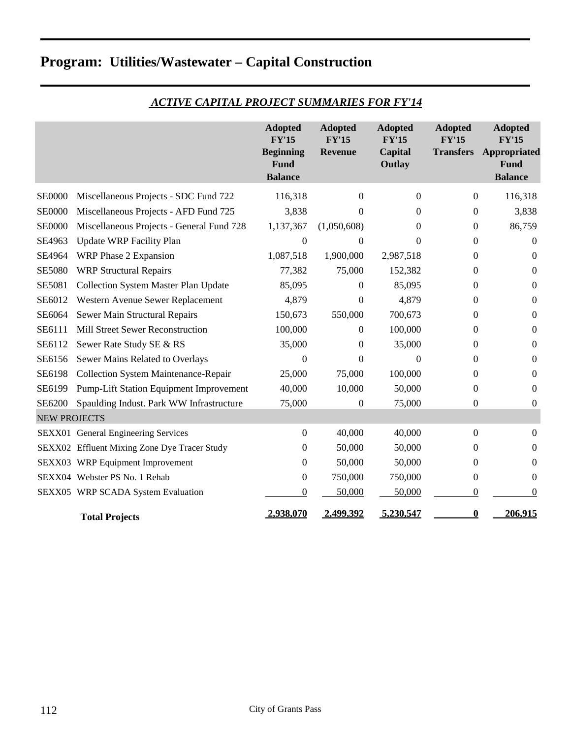# Program: Utilities/Wastewater – Capital Construction

## *ACTIVE CAPITAL PROJECT SUMMARIES FOR FY'14*

| | | Adopted FY'15 Beginning Fund Balance | Adopted FY'15 Revenue | Adopted FY'15 Capital Outlay | Adopted FY'15 Transfers | Adopted FY'15 Appropriated Fund Balance |
|---|---|---|---|---|---|---|
| SE0000 | Miscellaneous Projects - SDC Fund 722 | 116,318 | 0 | 0 | 0 | 116,318 |
| SE0000 | Miscellaneous Projects - AFD Fund 725 | 3,838 | 0 | 0 | 0 | 3,838 |
| SE0000 | Miscellaneous Projects - General Fund 728 | 1,137,367 | (1,050,608) | 0 | 0 | 86,759 |
| SE4963 | Update WRP Facility Plan | 0 | 0 | 0 | 0 | 0 |
| SE4964 | WRP Phase 2 Expansion | 1,087,518 | 1,900,000 | 2,987,518 | 0 | 0 |
| SE5080 | WRP Structural Repairs | 77,382 | 75,000 | 152,382 | 0 | 0 |
| SE5081 | Collection System Master Plan Update | 85,095 | 0 | 85,095 | 0 | 0 |
| SE6012 | Western Avenue Sewer Replacement | 4,879 | 0 | 4,879 | 0 | 0 |
| SE6064 | Sewer Main Structural Repairs | 150,673 | 550,000 | 700,673 | 0 | 0 |
| SE6111 | Mill Street Sewer Reconstruction | 100,000 | 0 | 100,000 | 0 | 0 |
| SE6112 | Sewer Rate Study SE & RS | 35,000 | 0 | 35,000 | 0 | 0 |
| SE6156 | Sewer Mains Related to Overlays | 0 | 0 | 0 | 0 | 0 |
| SE6198 | Collection System Maintenance-Repair | 25,000 | 75,000 | 100,000 | 0 | 0 |
| SE6199 | Pump-Lift Station Equipment Improvement | 40,000 | 10,000 | 50,000 | 0 | 0 |
| SE6200 | Spaulding Indust. Park WW Infrastructure | 75,000 | 0 | 75,000 | 0 | 0 |
| NEW PROJECTS | | | | | | |
| SEXX01 | General Engineering Services | 0 | 40,000 | 40,000 | 0 | 0 |
| SEXX02 | Effluent Mixing Zone Dye Tracer Study | 0 | 50,000 | 50,000 | 0 | 0 |
| SEXX03 | WRP Equipment Improvement | 0 | 50,000 | 50,000 | 0 | 0 |
| SEXX04 | Webster PS No. 1 Rehab | 0 | 750,000 | 750,000 | 0 | 0 |
| SEXX05 | WRP SCADA System Evaluation | 0 | 50,000 | 50,000 | 0 | 0 |
| | **Total Projects** | **2,938,070** | **2,499,392** | **5,230,547** | **0** | **206,915** |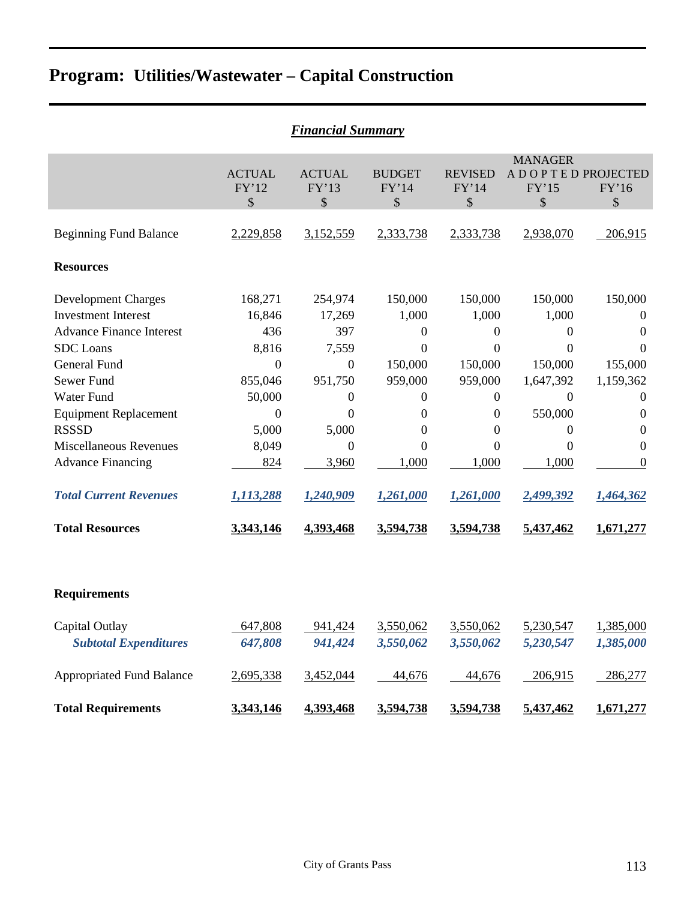# Program: Utilities/Wastewater – Capital Construction

## *Financial Summary*

| | ACTUAL FY'12 $ | ACTUAL FY'13 $ | BUDGET FY'14 $ | REVISED FY'14 $ | MANAGER ADOPTED FY'15 $ | PROJECTED FY'16 $ |
|---|---|---|---|---|---|---|
| Beginning Fund Balance | 2,229,858 | 3,152,559 | 2,333,738 | 2,333,738 | 2,938,070 | 206,915 |
| **Resources** | | | | | | |
| Development Charges | 168,271 | 254,974 | 150,000 | 150,000 | 150,000 | 150,000 |
| Investment Interest | 16,846 | 17,269 | 1,000 | 1,000 | 1,000 | 0 |
| Advance Finance Interest | 436 | 397 | 0 | 0 | 0 | 0 |
| SDC Loans | 8,816 | 7,559 | 0 | 0 | 0 | 0 |
| General Fund | 0 | 0 | 150,000 | 150,000 | 150,000 | 155,000 |
| Sewer Fund | 855,046 | 951,750 | 959,000 | 959,000 | 1,647,392 | 1,159,362 |
| Water Fund | 50,000 | 0 | 0 | 0 | 0 | 0 |
| Equipment Replacement | 0 | 0 | 0 | 0 | 550,000 | 0 |
| RSSSD | 5,000 | 5,000 | 0 | 0 | 0 | 0 |
| Miscellaneous Revenues | 8,049 | 0 | 0 | 0 | 0 | 0 |
| Advance Financing | 824 | 3,960 | 1,000 | 1,000 | 1,000 | 0 |
| ***Total Current Revenues*** | ***1,113,288*** | ***1,240,909*** | ***1,261,000*** | ***1,261,000*** | ***2,499,392*** | ***1,464,362*** |
| **Total Resources** | **3,343,146** | **4,393,468** | **3,594,738** | **3,594,738** | **5,437,462** | **1,671,277** |
| **Requirements** | | | | | | |
| Capital Outlay | 647,808 | 941,424 | 3,550,062 | 3,550,062 | 5,230,547 | 1,385,000 |
| ***Subtotal Expenditures*** | ***647,808*** | ***941,424*** | ***3,550,062*** | ***3,550,062*** | ***5,230,547*** | ***1,385,000*** |
| Appropriated Fund Balance | 2,695,338 | 3,452,044 | 44,676 | 44,676 | 206,915 | 286,277 |
| **Total Requirements** | **3,343,146** | **4,393,468** | **3,594,738** | **3,594,738** | **5,437,462** | **1,671,277** |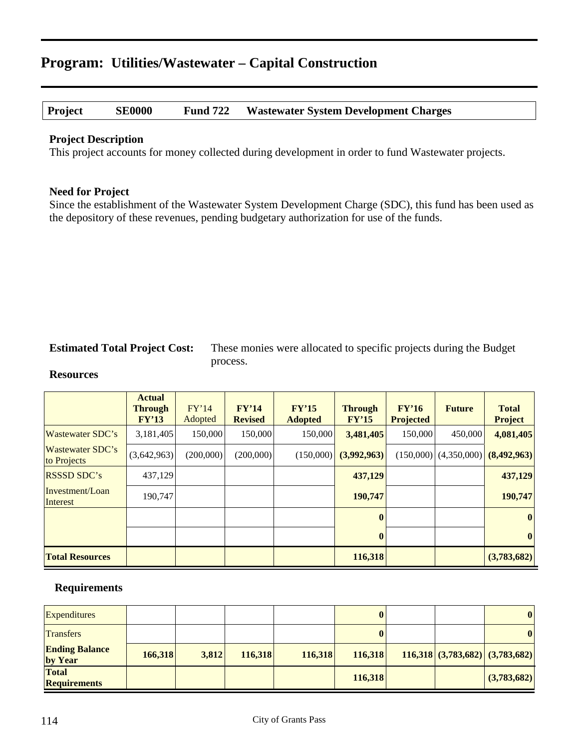# Program: Utilities/Wastewater – Capital Construction

| Project | SE0000 | Fund 722 | Wastewater System Development Charges |
|---|---|---|---|

**Project Description**

This project accounts for money collected during development in order to fund Wastewater projects.

**Need for Project**

Since the establishment of the Wastewater System Development Charge (SDC), this fund has been used as the depository of these revenues, pending budgetary authorization for use of the funds.

**Estimated Total Project Cost:** These monies were allocated to specific projects during the Budget process.

**Resources**

| | Actual Through FY'13 | FY'14 Adopted | FY'14 Revised | FY'15 Adopted | Through FY'15 | FY'16 Projected | Future | Total Project |
|---|---|---|---|---|---|---|---|---|
| Wastewater SDC's | 3,181,405 | 150,000 | 150,000 | 150,000 | **3,481,405** | 150,000 | 450,000 | **4,081,405** |
| Wastewater SDC's to Projects | (3,642,963) | (200,000) | (200,000) | (150,000) | **(3,992,963)** | (150,000) | (4,350,000) | **(8,492,963)** |
| RSSSD SDC's | 437,129 | | | | **437,129** | | | **437,129** |
| Investment/Loan Interest | 190,747 | | | | **190,747** | | | **190,747** |
| | | | | | **0** | | | **0** |
| | | | | | **0** | | | **0** |
| **Total Resources** | | | | | **116,318** | | | **(3,783,682)** |

**Requirements**

| | Actual Through FY'13 | FY'14 Adopted | FY'14 Revised | FY'15 Adopted | Through FY'15 | FY'16 Projected | Future | Total Project |
|---|---|---|---|---|---|---|---|---|
| Expenditures | | | | | **0** | | | **0** |
| Transfers | | | | | **0** | | | **0** |
| **Ending Balance by Year** | **166,318** | **3,812** | **116,318** | **116,318** | **116,318** | **116,318** | **(3,783,682)** | **(3,783,682)** |
| **Total Requirements** | | | | | **116,318** | | | **(3,783,682)** |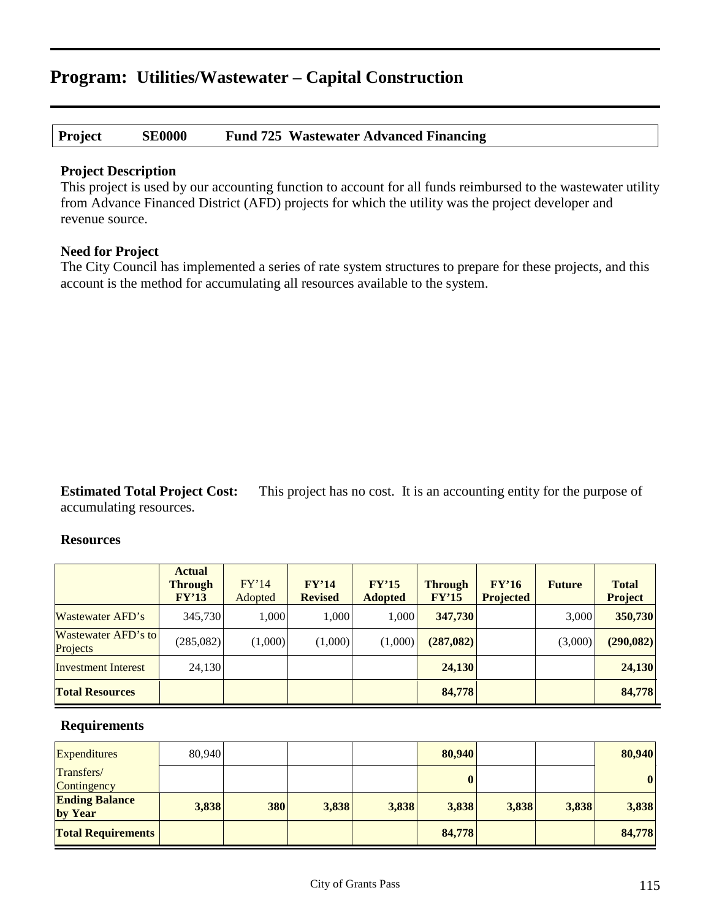# Program: Utilities/Wastewater – Capital Construction

| Project | SE0000 | Fund 725 Wastewater Advanced Financing |
|---|---|---|

**Project Description**

This project is used by our accounting function to account for all funds reimbursed to the wastewater utility from Advance Financed District (AFD) projects for which the utility was the project developer and revenue source.

**Need for Project**

The City Council has implemented a series of rate system structures to prepare for these projects, and this account is the method for accumulating all resources available to the system.

**Estimated Total Project Cost:** This project has no cost. It is an accounting entity for the purpose of accumulating resources.

**Resources**

| | Actual Through FY'13 | FY'14 Adopted | FY'14 Revised | FY'15 Adopted | Through FY'15 | FY'16 Projected | Future | Total Project |
|---|---|---|---|---|---|---|---|---|
| Wastewater AFD's | 345,730 | 1,000 | 1,000 | 1,000 | **347,730** | | 3,000 | **350,730** |
| Wastewater AFD's to Projects | (285,082) | (1,000) | (1,000) | (1,000) | **(287,082)** | | (3,000) | **(290,082)** |
| Investment Interest | 24,130 | | | | **24,130** | | | **24,130** |
| **Total Resources** | | | | | **84,778** | | | **84,778** |

**Requirements**

| | Actual Through FY'13 | FY'14 Adopted | FY'14 Revised | FY'15 Adopted | Through FY'15 | FY'16 Projected | Future | Total Project |
|---|---|---|---|---|---|---|---|---|
| Expenditures | 80,940 | | | | **80,940** | | | **80,940** |
| Transfers/ Contingency | | | | | **0** | | | **0** |
| **Ending Balance by Year** | **3,838** | **380** | **3,838** | **3,838** | **3,838** | **3,838** | **3,838** | **3,838** |
| **Total Requirements** | | | | | **84,778** | | | **84,778** |

City of Grants Pass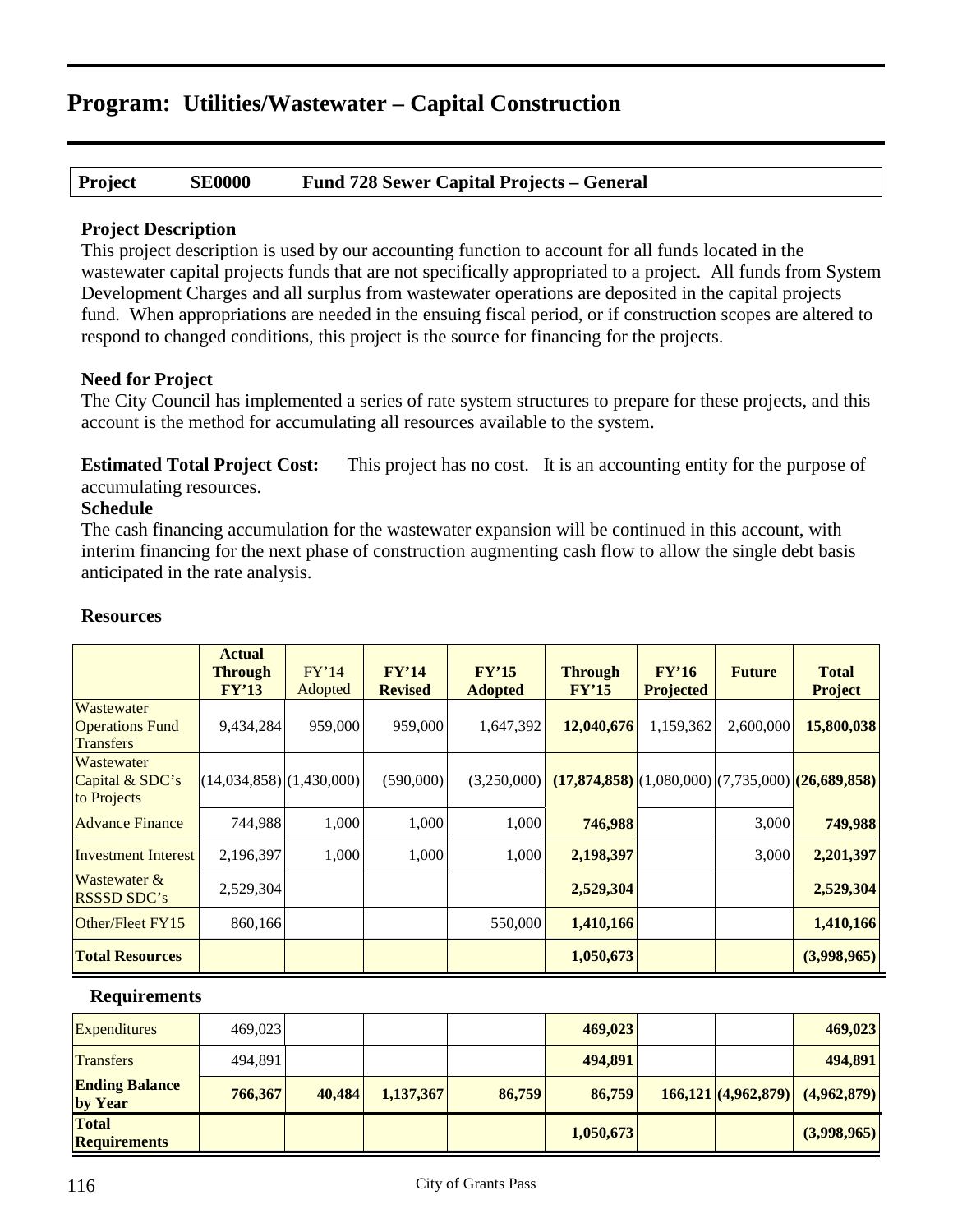# Program: Utilities/Wastewater – Capital Construction

| Project | SE0000 | Fund 728 Sewer Capital Projects – General |
|---|---|---|

### Project Description

This project description is used by our accounting function to account for all funds located in the wastewater capital projects funds that are not specifically appropriated to a project. All funds from System Development Charges and all surplus from wastewater operations are deposited in the capital projects fund. When appropriations are needed in the ensuing fiscal period, or if construction scopes are altered to respond to changed conditions, this project is the source for financing for the projects.

### Need for Project

The City Council has implemented a series of rate system structures to prepare for these projects, and this account is the method for accumulating all resources available to the system.

**Estimated Total Project Cost:** This project has no cost. It is an accounting entity for the purpose of accumulating resources.

### Schedule

The cash financing accumulation for the wastewater expansion will be continued in this account, with interim financing for the next phase of construction augmenting cash flow to allow the single debt basis anticipated in the rate analysis.

### Resources

| | Actual Through FY'13 | FY'14 Adopted | FY'14 Revised | FY'15 Adopted | Through FY'15 | FY'16 Projected | Future | Total Project |
|---|---|---|---|---|---|---|---|---|
| Wastewater Operations Fund Transfers | 9,434,284 | 959,000 | 959,000 | 1,647,392 | **12,040,676** | 1,159,362 | 2,600,000 | **15,800,038** |
| Wastewater Capital & SDC's to Projects | (14,034,858) | (1,430,000) | (590,000) | (3,250,000) | **(17,874,858)** | (1,080,000) | (7,735,000) | **(26,689,858)** |
| Advance Finance | 744,988 | 1,000 | 1,000 | 1,000 | **746,988** | | 3,000 | **749,988** |
| Investment Interest | 2,196,397 | 1,000 | 1,000 | 1,000 | **2,198,397** | | 3,000 | **2,201,397** |
| Wastewater & RSSSD SDC's | 2,529,304 | | | | **2,529,304** | | | **2,529,304** |
| Other/Fleet FY15 | 860,166 | | | 550,000 | **1,410,166** | | | **1,410,166** |
| **Total Resources** | | | | | **1,050,673** | | | **(3,998,965)** |

### Requirements

| | Actual Through FY'13 | FY'14 Adopted | FY'14 Revised | FY'15 Adopted | Through FY'15 | FY'16 Projected | Future | Total Project |
|---|---|---|---|---|---|---|---|---|
| Expenditures | 469,023 | | | | **469,023** | | | **469,023** |
| Transfers | 494,891 | | | | **494,891** | | | **494,891** |
| **Ending Balance by Year** | **766,367** | **40,484** | **1,137,367** | **86,759** | **86,759** | **166,121** | **(4,962,879)** | **(4,962,879)** |
| **Total Requirements** | | | | | **1,050,673** | | | **(3,998,965)** |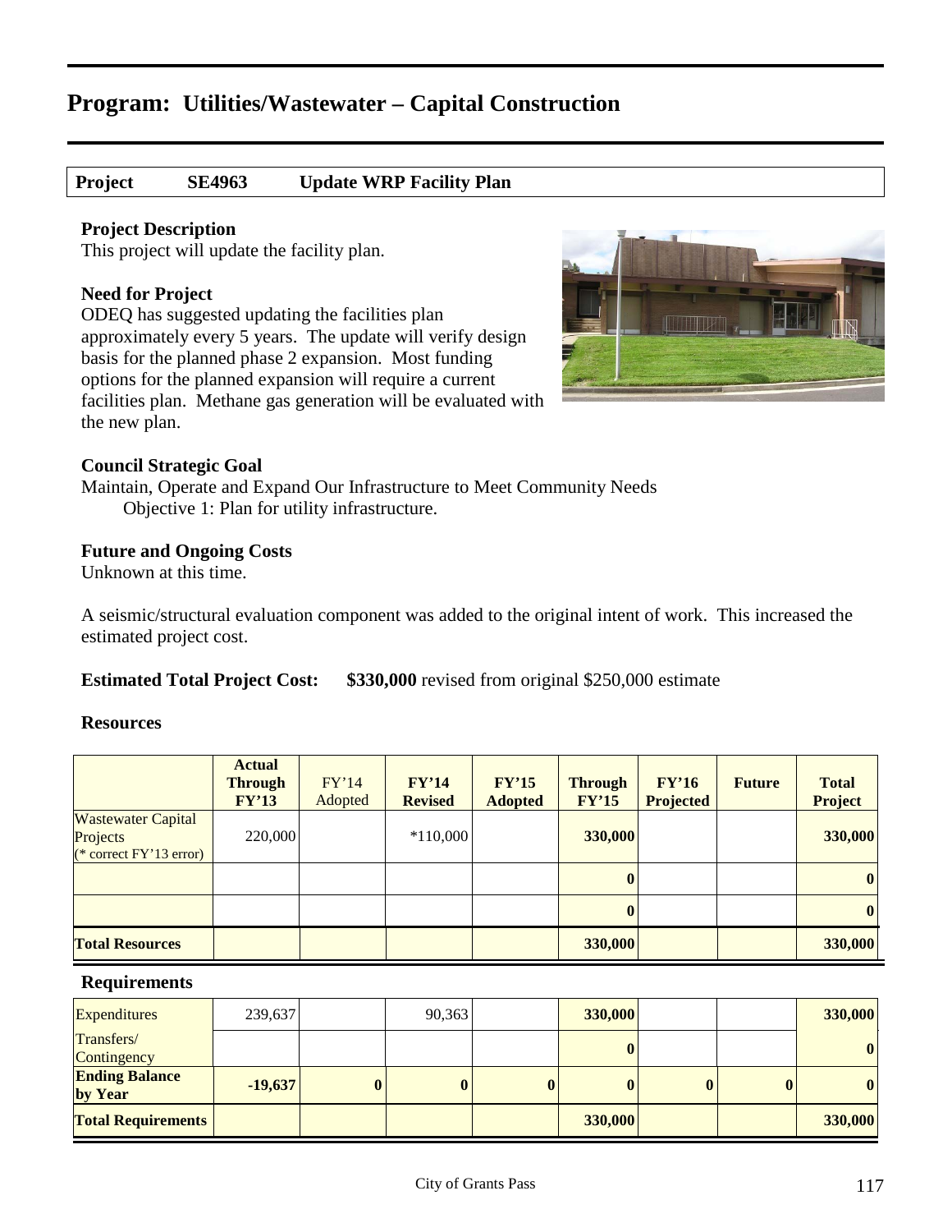# Program: Utilities/Wastewater – Capital Construction

**Project SE4963 Update WRP Facility Plan**

### Project Description

This project will update the facility plan.

### Need for Project

ODEQ has suggested updating the facilities plan approximately every 5 years. The update will verify design basis for the planned phase 2 expansion. Most funding options for the planned expansion will require a current facilities plan. Methane gas generation will be evaluated with the new plan.

### Council Strategic Goal

Maintain, Operate and Expand Our Infrastructure to Meet Community Needs
Objective 1: Plan for utility infrastructure.

### Future and Ongoing Costs

Unknown at this time.

A seismic/structural evaluation component was added to the original intent of work. This increased the estimated project cost.

**Estimated Total Project Cost:** **$330,000** revised from original $250,000 estimate

### Resources

| | Actual Through FY'13 | FY'14 Adopted | FY'14 Revised | FY'15 Adopted | Through FY'15 | FY'16 Projected | Future | Total Project |
|---|---|---|---|---|---|---|---|---|
| Wastewater Capital Projects (* correct FY'13 error) | 220,000 | | *110,000 | | **330,000** | | | **330,000** |
| | | | | | **0** | | | **0** |
| | | | | | **0** | | | **0** |
| **Total Resources** | | | | | **330,000** | | | **330,000** |

### Requirements

| | Actual Through FY'13 | FY'14 Adopted | FY'14 Revised | FY'15 Adopted | Through FY'15 | FY'16 Projected | Future | Total Project |
|---|---|---|---|---|---|---|---|---|
| Expenditures | 239,637 | | 90,363 | | **330,000** | | | **330,000** |
| Transfers/ Contingency | | | | | **0** | | | **0** |
| **Ending Balance by Year** | **-19,637** | **0** | **0** | **0** | **0** | **0** | **0** | **0** |
| **Total Requirements** | | | | | **330,000** | | | **330,000** |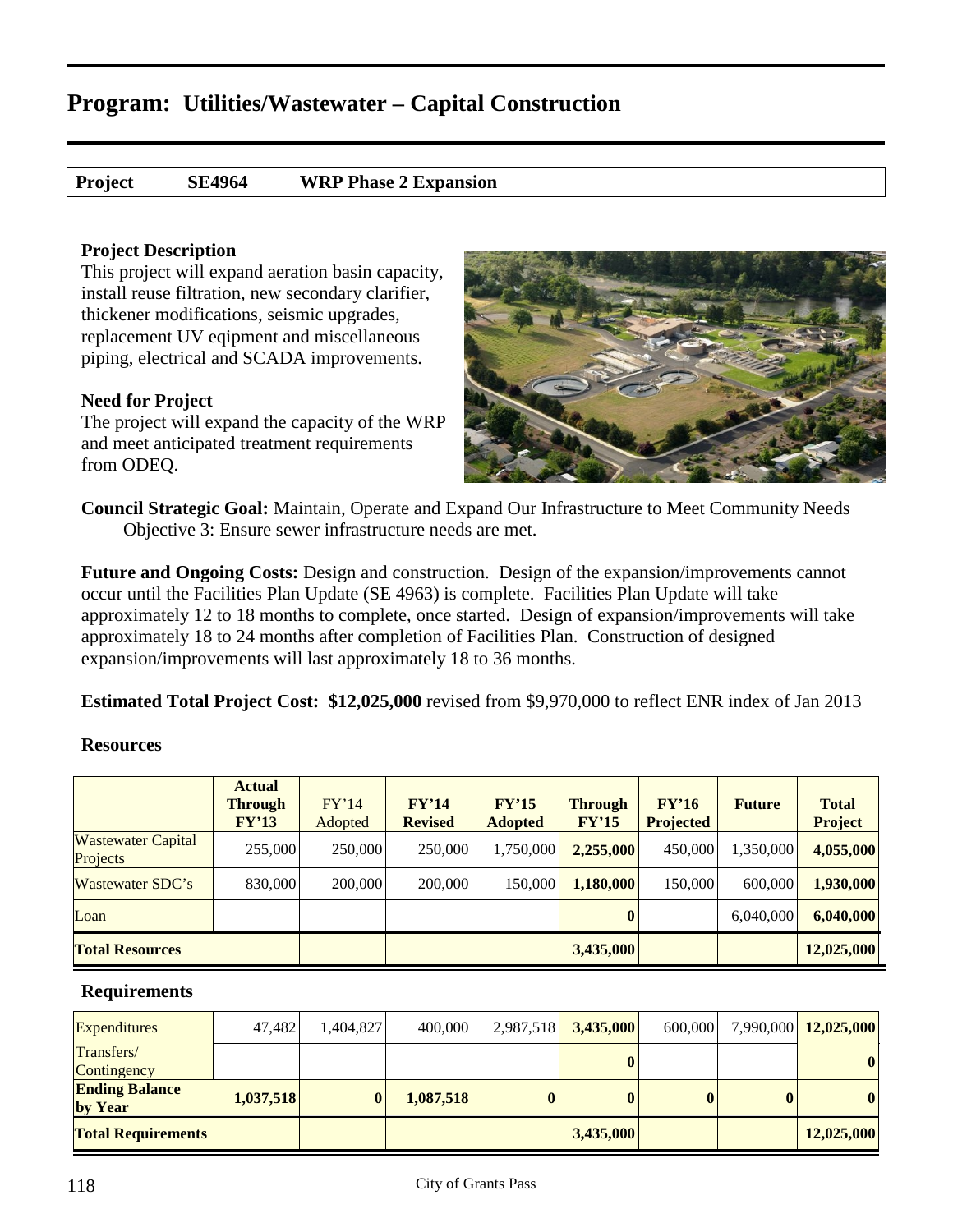# Program: Utilities/Wastewater – Capital Construction

**Project SE4964 WRP Phase 2 Expansion**

### Project Description

This project will expand aeration basin capacity, install reuse filtration, new secondary clarifier, thickener modifications, seismic upgrades, replacement UV eqipment and miscellaneous piping, electrical and SCADA improvements.

### Need for Project

The project will expand the capacity of the WRP and meet anticipated treatment requirements from ODEQ.

**Council Strategic Goal:** Maintain, Operate and Expand Our Infrastructure to Meet Community Needs
Objective 3: Ensure sewer infrastructure needs are met.

**Future and Ongoing Costs:** Design and construction. Design of the expansion/improvements cannot occur until the Facilities Plan Update (SE 4963) is complete. Facilities Plan Update will take approximately 12 to 18 months to complete, once started. Design of expansion/improvements will take approximately 18 to 24 months after completion of Facilities Plan. Construction of designed expansion/improvements will last approximately 18 to 36 months.

**Estimated Total Project Cost: $12,025,000** revised from $9,970,000 to reflect ENR index of Jan 2013

### Resources

| | Actual Through FY'13 | FY'14 Adopted | FY'14 Revised | FY'15 Adopted | Through FY'15 | FY'16 Projected | Future | Total Project |
|---|---|---|---|---|---|---|---|---|
| Wastewater Capital Projects | 255,000 | 250,000 | 250,000 | 1,750,000 | **2,255,000** | 450,000 | 1,350,000 | **4,055,000** |
| Wastewater SDC's | 830,000 | 200,000 | 200,000 | 150,000 | **1,180,000** | 150,000 | 600,000 | **1,930,000** |
| Loan | | | | | **0** | | 6,040,000 | **6,040,000** |
| **Total Resources** | | | | | **3,435,000** | | | **12,025,000** |

### Requirements

| | Actual Through FY'13 | FY'14 Adopted | FY'14 Revised | FY'15 Adopted | Through FY'15 | FY'16 Projected | Future | Total Project |
|---|---|---|---|---|---|---|---|---|
| Expenditures | 47,482 | 1,404,827 | 400,000 | 2,987,518 | **3,435,000** | 600,000 | 7,990,000 | **12,025,000** |
| Transfers/ Contingency | | | | | **0** | | | **0** |
| **Ending Balance by Year** | **1,037,518** | **0** | **1,087,518** | **0** | **0** | **0** | **0** | **0** |
| **Total Requirements** | | | | | **3,435,000** | | | **12,025,000** |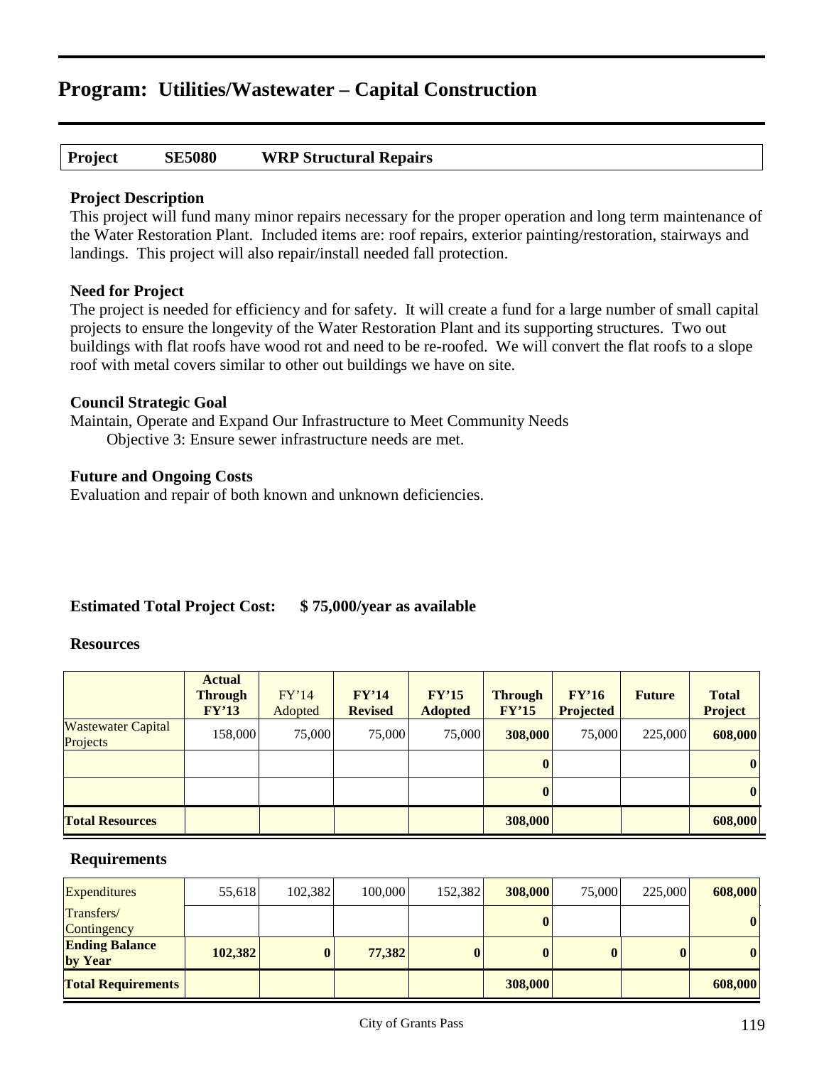# Program: Utilities/Wastewater – Capital Construction

| Project | SE5080 | WRP Structural Repairs |
|---|---|---|

### Project Description

This project will fund many minor repairs necessary for the proper operation and long term maintenance of the Water Restoration Plant. Included items are: roof repairs, exterior painting/restoration, stairways and landings. This project will also repair/install needed fall protection.

### Need for Project

The project is needed for efficiency and for safety. It will create a fund for a large number of small capital projects to ensure the longevity of the Water Restoration Plant and its supporting structures. Two out buildings with flat roofs have wood rot and need to be re-roofed. We will convert the flat roofs to a slope roof with metal covers similar to other out buildings we have on site.

### Council Strategic Goal

Maintain, Operate and Expand Our Infrastructure to Meet Community Needs

Objective 3: Ensure sewer infrastructure needs are met.

### Future and Ongoing Costs

Evaluation and repair of both known and unknown deficiencies.

**Estimated Total Project Cost: $ 75,000/year as available**

### Resources

| | Actual Through FY'13 | FY'14 Adopted | FY'14 Revised | FY'15 Adopted | Through FY'15 | FY'16 Projected | Future | Total Project |
|---|---|---|---|---|---|---|---|---|
| Wastewater Capital Projects | 158,000 | 75,000 | 75,000 | 75,000 | **308,000** | 75,000 | 225,000 | **608,000** |
| | | | | | **0** | | | **0** |
| | | | | | **0** | | | **0** |
| **Total Resources** | | | | | **308,000** | | | **608,000** |

### Requirements

| | Actual Through FY'13 | FY'14 Adopted | FY'14 Revised | FY'15 Adopted | Through FY'15 | FY'16 Projected | Future | Total Project |
|---|---|---|---|---|---|---|---|---|
| Expenditures | 55,618 | 102,382 | 100,000 | 152,382 | **308,000** | 75,000 | 225,000 | **608,000** |
| Transfers/ Contingency | | | | | **0** | | | **0** |
| **Ending Balance by Year** | **102,382** | **0** | **77,382** | **0** | **0** | **0** | **0** | **0** |
| **Total Requirements** | | | | | **308,000** | | | **608,000** |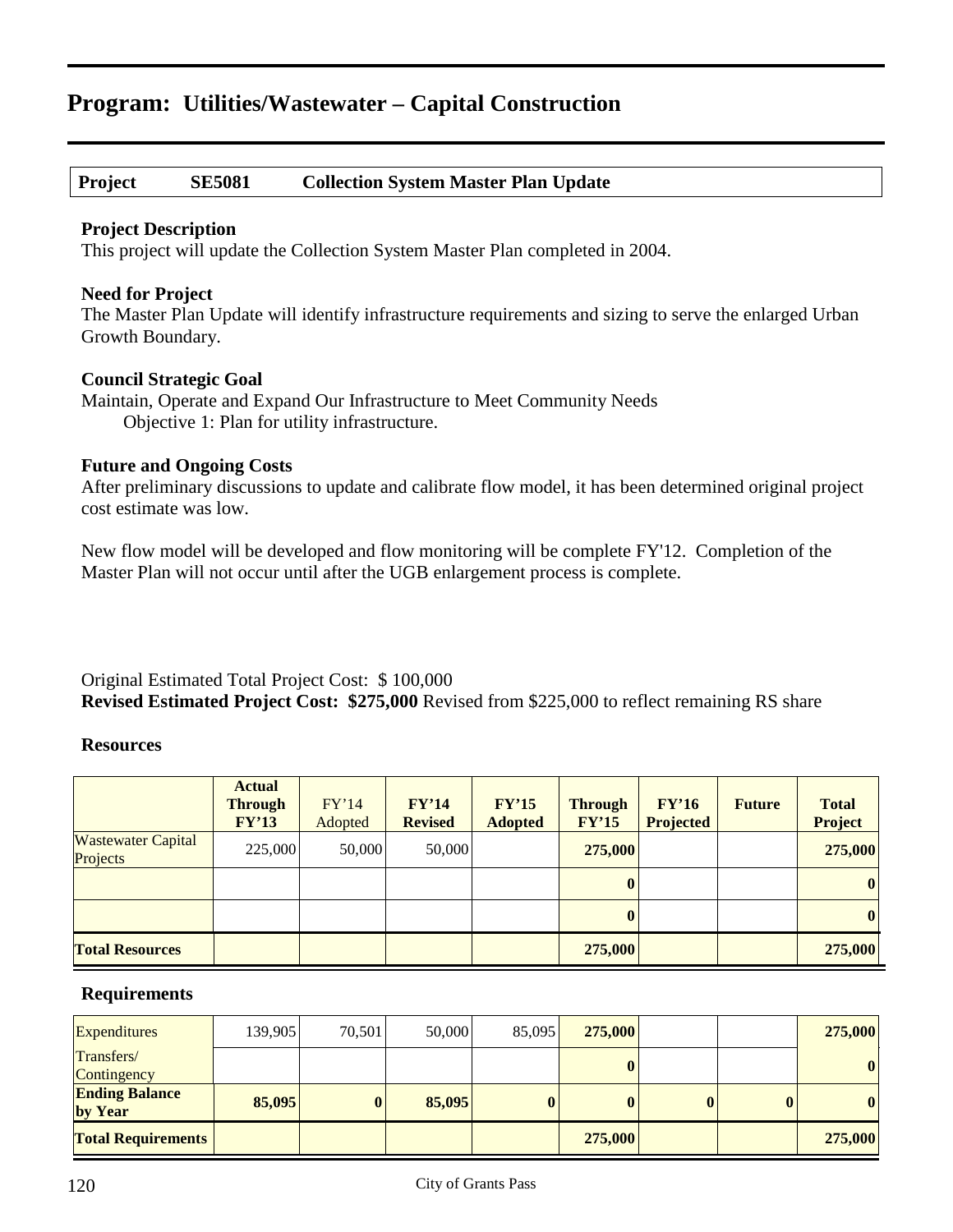# Program: Utilities/Wastewater – Capital Construction

| Project | SE5081 | Collection System Master Plan Update |
|---|---|---|

**Project Description**
This project will update the Collection System Master Plan completed in 2004.

**Need for Project**
The Master Plan Update will identify infrastructure requirements and sizing to serve the enlarged Urban Growth Boundary.

**Council Strategic Goal**
Maintain, Operate and Expand Our Infrastructure to Meet Community Needs
Objective 1: Plan for utility infrastructure.

**Future and Ongoing Costs**
After preliminary discussions to update and calibrate flow model, it has been determined original project cost estimate was low.

New flow model will be developed and flow monitoring will be complete FY'12. Completion of the Master Plan will not occur until after the UGB enlargement process is complete.

Original Estimated Total Project Cost: $ 100,000
**Revised Estimated Project Cost: $275,000** Revised from $225,000 to reflect remaining RS share

**Resources**

| | Actual Through FY'13 | FY'14 Adopted | FY'14 Revised | FY'15 Adopted | Through FY'15 | FY'16 Projected | Future | Total Project |
|---|---|---|---|---|---|---|---|---|
| Wastewater Capital Projects | 225,000 | 50,000 | 50,000 | | **275,000** | | | **275,000** |
| | | | | | **0** | | | **0** |
| | | | | | **0** | | | **0** |
| **Total Resources** | | | | | **275,000** | | | **275,000** |

**Requirements**

| | Actual Through FY'13 | FY'14 Adopted | FY'14 Revised | FY'15 Adopted | Through FY'15 | FY'16 Projected | Future | Total Project |
|---|---|---|---|---|---|---|---|---|
| Expenditures | 139,905 | 70,501 | 50,000 | 85,095 | **275,000** | | | **275,000** |
| Transfers/ Contingency | | | | | **0** | | | **0** |
| **Ending Balance by Year** | **85,095** | **0** | **85,095** | **0** | **0** | **0** | **0** | **0** |
| **Total Requirements** | | | | | **275,000** | | | **275,000** |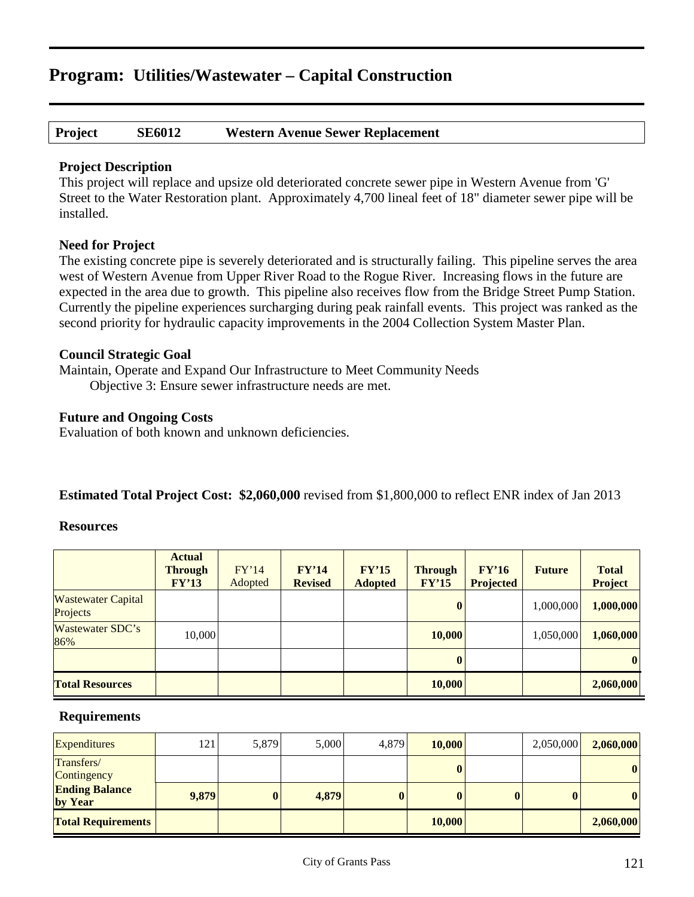# Program: Utilities/Wastewater – Capital Construction

| Project | SE6012 | Western Avenue Sewer Replacement |
|---|---|---|

### Project Description

This project will replace and upsize old deteriorated concrete sewer pipe in Western Avenue from 'G' Street to the Water Restoration plant. Approximately 4,700 lineal feet of 18" diameter sewer pipe will be installed.

### Need for Project

The existing concrete pipe is severely deteriorated and is structurally failing. This pipeline serves the area west of Western Avenue from Upper River Road to the Rogue River. Increasing flows in the future are expected in the area due to growth. This pipeline also receives flow from the Bridge Street Pump Station. Currently the pipeline experiences surcharging during peak rainfall events. This project was ranked as the second priority for hydraulic capacity improvements in the 2004 Collection System Master Plan.

### Council Strategic Goal

Maintain, Operate and Expand Our Infrastructure to Meet Community Needs
Objective 3: Ensure sewer infrastructure needs are met.

### Future and Ongoing Costs

Evaluation of both known and unknown deficiencies.

**Estimated Total Project Cost: $2,060,000** revised from $1,800,000 to reflect ENR index of Jan 2013

### Resources

| | Actual Through FY'13 | FY'14 Adopted | FY'14 Revised | FY'15 Adopted | Through FY'15 | FY'16 Projected | Future | Total Project |
|---|---|---|---|---|---|---|---|---|
| Wastewater Capital Projects | | | | | **0** | | 1,000,000 | **1,000,000** |
| Wastewater SDC's 86% | 10,000 | | | | **10,000** | | 1,050,000 | **1,060,000** |
| | | | | | **0** | | | **0** |
| **Total Resources** | | | | | **10,000** | | | **2,060,000** |

### Requirements

| | Actual Through FY'13 | FY'14 Adopted | FY'14 Revised | FY'15 Adopted | Through FY'15 | FY'16 Projected | Future | Total Project |
|---|---|---|---|---|---|---|---|---|
| Expenditures | 121 | 5,879 | 5,000 | 4,879 | **10,000** | | 2,050,000 | **2,060,000** |
| Transfers/ Contingency | | | | | **0** | | | **0** |
| **Ending Balance by Year** | **9,879** | **0** | **4,879** | **0** | **0** | **0** | **0** | **0** |
| **Total Requirements** | | | | | **10,000** | | | **2,060,000** |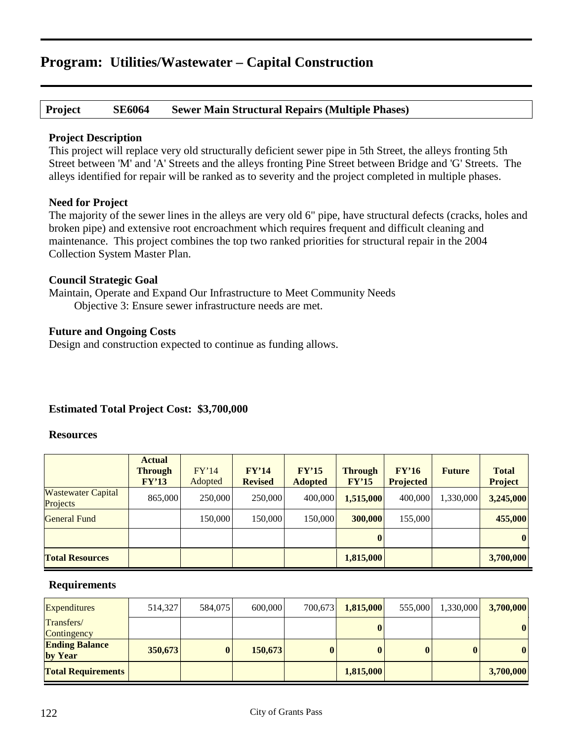# Program: Utilities/Wastewater – Capital Construction

**Project SE6064 Sewer Main Structural Repairs (Multiple Phases)**

### Project Description

This project will replace very old structurally deficient sewer pipe in 5th Street, the alleys fronting 5th Street between 'M' and 'A' Streets and the alleys fronting Pine Street between Bridge and 'G' Streets. The alleys identified for repair will be ranked as to severity and the project completed in multiple phases.

### Need for Project

The majority of the sewer lines in the alleys are very old 6" pipe, have structural defects (cracks, holes and broken pipe) and extensive root encroachment which requires frequent and difficult cleaning and maintenance. This project combines the top two ranked priorities for structural repair in the 2004 Collection System Master Plan.

### Council Strategic Goal

Maintain, Operate and Expand Our Infrastructure to Meet Community Needs
Objective 3: Ensure sewer infrastructure needs are met.

### Future and Ongoing Costs

Design and construction expected to continue as funding allows.

**Estimated Total Project Cost: $3,700,000**

### Resources

| | Actual Through FY'13 | FY'14 Adopted | FY'14 Revised | FY'15 Adopted | Through FY'15 | FY'16 Projected | Future | Total Project |
|---|---|---|---|---|---|---|---|---|
| Wastewater Capital Projects | 865,000 | 250,000 | 250,000 | 400,000 | **1,515,000** | 400,000 | 1,330,000 | **3,245,000** |
| General Fund | | 150,000 | 150,000 | 150,000 | **300,000** | 155,000 | | **455,000** |
| | | | | | **0** | | | **0** |
| **Total Resources** | | | | | **1,815,000** | | | **3,700,000** |

### Requirements

| | | | | | | | | |
|---|---|---|---|---|---|---|---|---|
| Expenditures | 514,327 | 584,075 | 600,000 | 700,673 | **1,815,000** | 555,000 | 1,330,000 | **3,700,000** |
| Transfers/ Contingency | | | | | **0** | | | **0** |
| **Ending Balance by Year** | **350,673** | **0** | **150,673** | **0** | **0** | **0** | **0** | **0** |
| **Total Requirements** | | | | | **1,815,000** | | | **3,700,000** |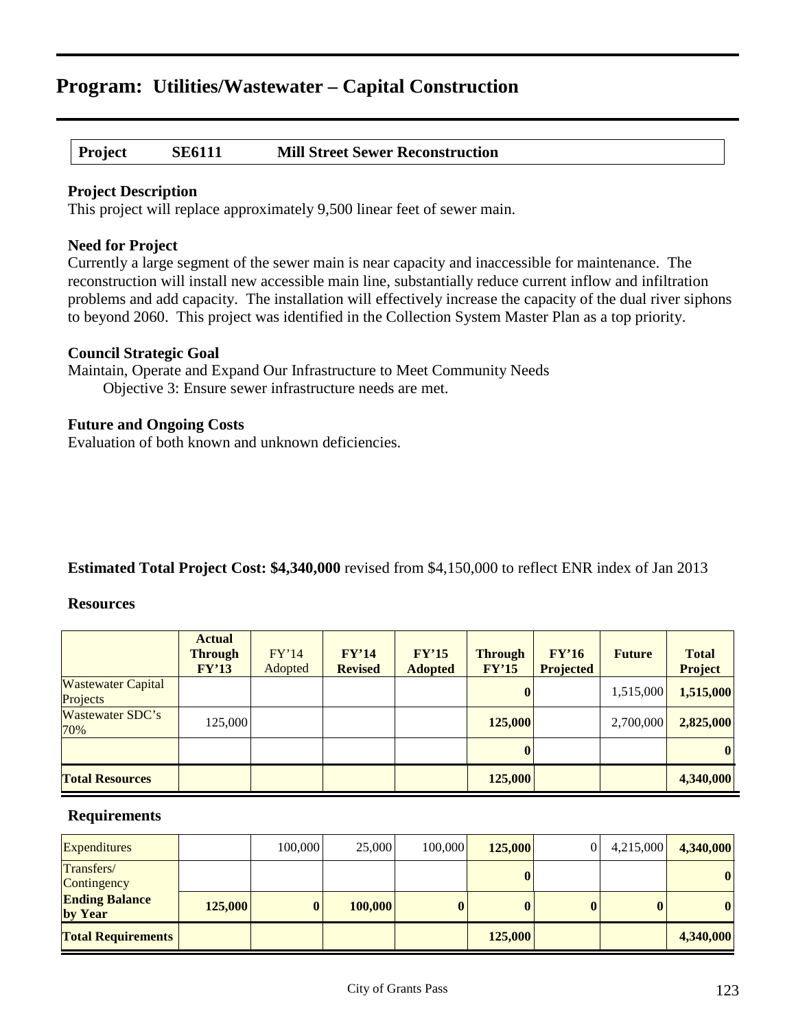# Program: Utilities/Wastewater – Capital Construction

| **Project** | **SE6111** | **Mill Street Sewer Reconstruction** |
|---|---|---|

### Project Description

This project will replace approximately 9,500 linear feet of sewer main.

### Need for Project

Currently a large segment of the sewer main is near capacity and inaccessible for maintenance. The reconstruction will install new accessible main line, substantially reduce current inflow and infiltration problems and add capacity. The installation will effectively increase the capacity of the dual river siphons to beyond 2060. This project was identified in the Collection System Master Plan as a top priority.

### Council Strategic Goal

Maintain, Operate and Expand Our Infrastructure to Meet Community Needs

Objective 3: Ensure sewer infrastructure needs are met.

### Future and Ongoing Costs

Evaluation of both known and unknown deficiencies.

**Estimated Total Project Cost: $4,340,000** revised from $4,150,000 to reflect ENR index of Jan 2013

### Resources

| | **Actual Through FY'13** | FY'14 Adopted | **FY'14 Revised** | **FY'15 Adopted** | **Through FY'15** | **FY'16 Projected** | **Future** | **Total Project** |
|---|---|---|---|---|---|---|---|---|
| Wastewater Capital Projects | | | | | **0** | | 1,515,000 | **1,515,000** |
| Wastewater SDC's 70% | 125,000 | | | | **125,000** | | 2,700,000 | **2,825,000** |
| | | | | | **0** | | | **0** |
| **Total Resources** | | | | | **125,000** | | | **4,340,000** |

### Requirements

| | **Actual Through FY'13** | FY'14 Adopted | **FY'14 Revised** | **FY'15 Adopted** | **Through FY'15** | **FY'16 Projected** | **Future** | **Total Project** |
|---|---|---|---|---|---|---|---|---|
| Expenditures | | 100,000 | 25,000 | 100,000 | **125,000** | 0 | 4,215,000 | **4,340,000** |
| Transfers/ Contingency | | | | | **0** | | | **0** |
| **Ending Balance by Year** | **125,000** | **0** | **100,000** | **0** | **0** | **0** | **0** | **0** |
| **Total Requirements** | | | | | **125,000** | | | **4,340,000** |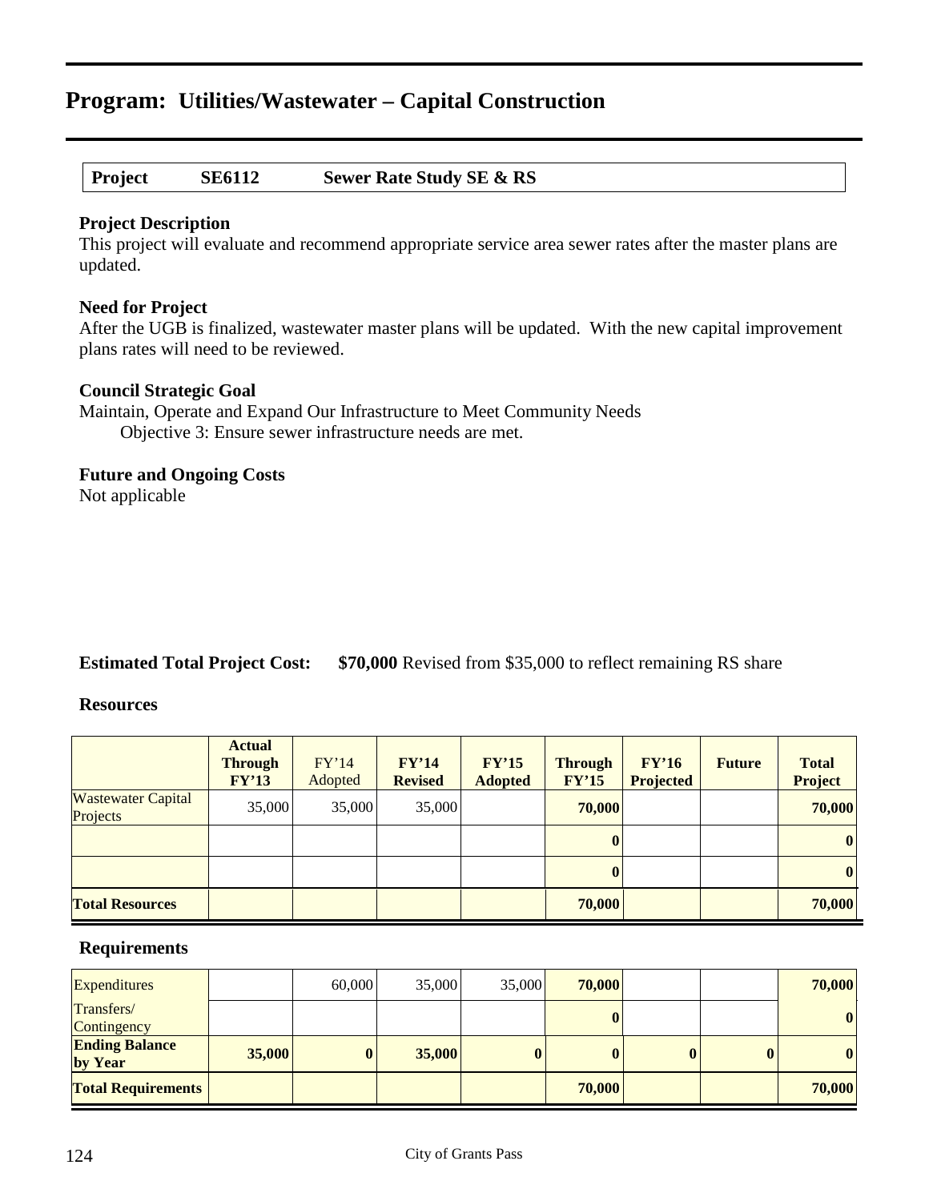# Program: Utilities/Wastewater – Capital Construction

| Project | SE6112 | Sewer Rate Study SE & RS |
|---|---|---|

**Project Description**

This project will evaluate and recommend appropriate service area sewer rates after the master plans are updated.

**Need for Project**

After the UGB is finalized, wastewater master plans will be updated. With the new capital improvement plans rates will need to be reviewed.

**Council Strategic Goal**

Maintain, Operate and Expand Our Infrastructure to Meet Community Needs

Objective 3: Ensure sewer infrastructure needs are met.

**Future and Ongoing Costs**

Not applicable

**Estimated Total Project Cost:** **$70,000** Revised from $35,000 to reflect remaining RS share

**Resources**

| | Actual Through FY'13 | FY'14 Adopted | FY'14 Revised | FY'15 Adopted | Through FY'15 | FY'16 Projected | Future | Total Project |
|---|---|---|---|---|---|---|---|---|
| Wastewater Capital Projects | 35,000 | 35,000 | 35,000 | | **70,000** | | | **70,000** |
| | | | | | **0** | | | **0** |
| | | | | | **0** | | | **0** |
| **Total Resources** | | | | | **70,000** | | | **70,000** |

**Requirements**

| | Actual Through FY'13 | FY'14 Adopted | FY'14 Revised | FY'15 Adopted | Through FY'15 | FY'16 Projected | Future | Total Project |
|---|---|---|---|---|---|---|---|---|
| Expenditures | | 60,000 | 35,000 | 35,000 | **70,000** | | | **70,000** |
| Transfers/ Contingency | | | | | **0** | | | **0** |
| **Ending Balance by Year** | **35,000** | **0** | **35,000** | **0** | **0** | **0** | **0** | **0** |
| **Total Requirements** | | | | | **70,000** | | | **70,000** |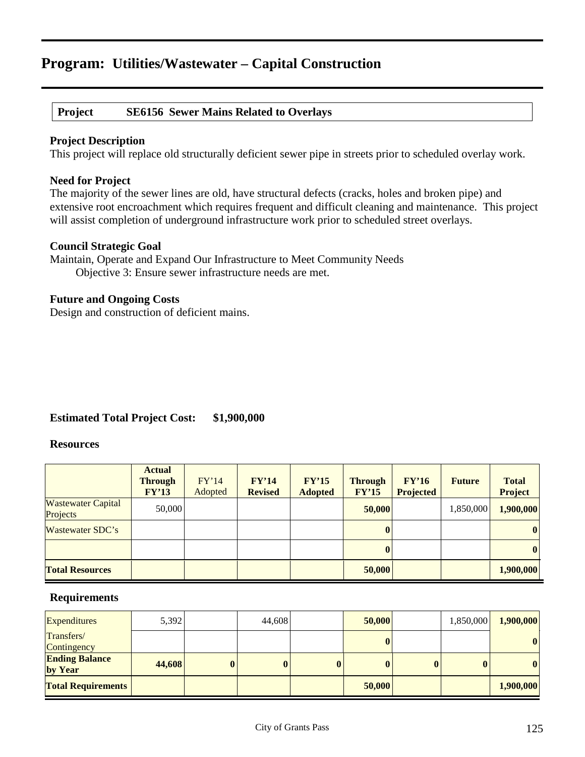# Program: Utilities/Wastewater – Capital Construction

**Project SE6156 Sewer Mains Related to Overlays**

### Project Description

This project will replace old structurally deficient sewer pipe in streets prior to scheduled overlay work.

### Need for Project

The majority of the sewer lines are old, have structural defects (cracks, holes and broken pipe) and extensive root encroachment which requires frequent and difficult cleaning and maintenance. This project will assist completion of underground infrastructure work prior to scheduled street overlays.

### Council Strategic Goal

Maintain, Operate and Expand Our Infrastructure to Meet Community Needs
Objective 3: Ensure sewer infrastructure needs are met.

### Future and Ongoing Costs

Design and construction of deficient mains.

**Estimated Total Project Cost: $1,900,000**

### Resources

| | Actual Through FY'13 | FY'14 Adopted | FY'14 Revised | FY'15 Adopted | Through FY'15 | FY'16 Projected | Future | Total Project |
|---|---|---|---|---|---|---|---|---|
| Wastewater Capital Projects | 50,000 | | | | **50,000** | | 1,850,000 | **1,900,000** |
| Wastewater SDC's | | | | | **0** | | | **0** |
| | | | | | **0** | | | **0** |
| **Total Resources** | | | | | **50,000** | | | **1,900,000** |

### Requirements

| | Actual Through FY'13 | FY'14 Adopted | FY'14 Revised | FY'15 Adopted | Through FY'15 | FY'16 Projected | Future | Total Project |
|---|---|---|---|---|---|---|---|---|
| Expenditures | 5,392 | | 44,608 | | **50,000** | | 1,850,000 | **1,900,000** |
| Transfers/ Contingency | | | | | **0** | | | **0** |
| **Ending Balance by Year** | **44,608** | **0** | **0** | **0** | **0** | **0** | **0** | **0** |
| **Total Requirements** | | | | | **50,000** | | | **1,900,000** |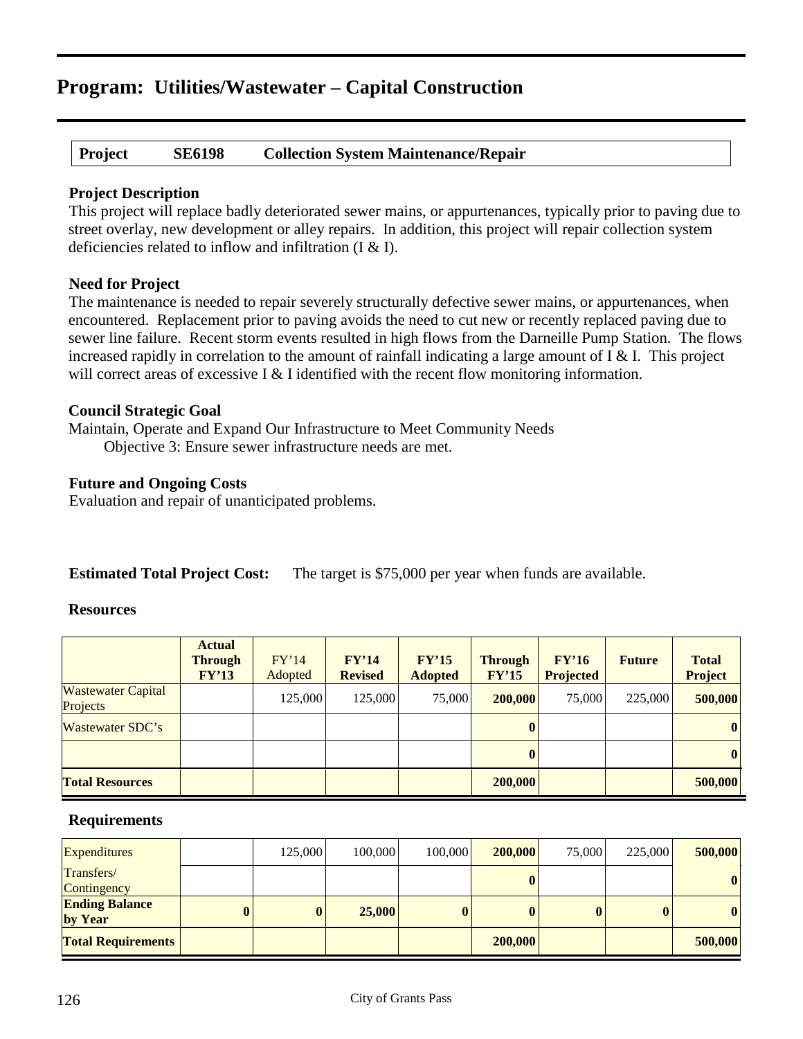# Program: Utilities/Wastewater – Capital Construction

| **Project** | **SE6198** | **Collection System Maintenance/Repair** |
|---|---|---|

### Project Description

This project will replace badly deteriorated sewer mains, or appurtenances, typically prior to paving due to street overlay, new development or alley repairs. In addition, this project will repair collection system deficiencies related to inflow and infiltration (I & I).

### Need for Project

The maintenance is needed to repair severely structurally defective sewer mains, or appurtenances, when encountered. Replacement prior to paving avoids the need to cut new or recently replaced paving due to sewer line failure. Recent storm events resulted in high flows from the Darneille Pump Station. The flows increased rapidly in correlation to the amount of rainfall indicating a large amount of I & I. This project will correct areas of excessive I & I identified with the recent flow monitoring information.

### Council Strategic Goal

Maintain, Operate and Expand Our Infrastructure to Meet Community Needs
Objective 3: Ensure sewer infrastructure needs are met.

### Future and Ongoing Costs

Evaluation and repair of unanticipated problems.

**Estimated Total Project Cost:** The target is $75,000 per year when funds are available.

### Resources

| | **Actual Through FY'13** | FY'14 Adopted | **FY'14 Revised** | **FY'15 Adopted** | **Through FY'15** | **FY'16 Projected** | **Future** | **Total Project** |
|---|---|---|---|---|---|---|---|---|
| Wastewater Capital Projects | | 125,000 | 125,000 | 75,000 | **200,000** | 75,000 | 225,000 | **500,000** |
| Wastewater SDC's | | | | | **0** | | | **0** |
| | | | | | **0** | | | **0** |
| **Total Resources** | | | | | **200,000** | | | **500,000** |

### Requirements

| | | | | | | | | |
|---|---|---|---|---|---|---|---|---|
| Expenditures | | 125,000 | 100,000 | 100,000 | **200,000** | 75,000 | 225,000 | **500,000** |
| Transfers/ Contingency | | | | | **0** | | | **0** |
| **Ending Balance by Year** | **0** | **0** | **25,000** | **0** | **0** | **0** | **0** | **0** |
| **Total Requirements** | | | | | **200,000** | | | **500,000** |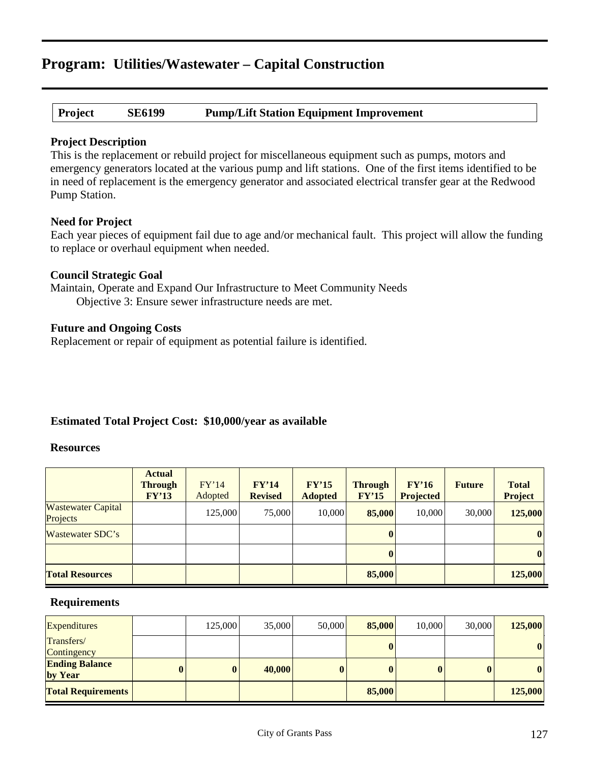# Program: Utilities/Wastewater – Capital Construction

| Project | SE6199 | Pump/Lift Station Equipment Improvement |
|---|---|---|

### Project Description

This is the replacement or rebuild project for miscellaneous equipment such as pumps, motors and emergency generators located at the various pump and lift stations. One of the first items identified to be in need of replacement is the emergency generator and associated electrical transfer gear at the Redwood Pump Station.

### Need for Project

Each year pieces of equipment fail due to age and/or mechanical fault. This project will allow the funding to replace or overhaul equipment when needed.

### Council Strategic Goal

Maintain, Operate and Expand Our Infrastructure to Meet Community Needs

Objective 3: Ensure sewer infrastructure needs are met.

### Future and Ongoing Costs

Replacement or repair of equipment as potential failure is identified.

**Estimated Total Project Cost: $10,000/year as available**

### Resources

| | Actual Through FY'13 | FY'14 Adopted | FY'14 Revised | FY'15 Adopted | Through FY'15 | FY'16 Projected | Future | Total Project |
|---|---|---|---|---|---|---|---|---|
| Wastewater Capital Projects | | 125,000 | 75,000 | 10,000 | **85,000** | 10,000 | 30,000 | **125,000** |
| Wastewater SDC's | | | | | **0** | | | **0** |
| | | | | | **0** | | | **0** |
| **Total Resources** | | | | | **85,000** | | | **125,000** |

### Requirements

| | | | | | | | | |
|---|---|---|---|---|---|---|---|---|
| Expenditures | | 125,000 | 35,000 | 50,000 | **85,000** | 10,000 | 30,000 | **125,000** |
| Transfers/ Contingency | | | | | **0** | | | **0** |
| **Ending Balance by Year** | **0** | **0** | **40,000** | **0** | **0** | **0** | **0** | **0** |
| **Total Requirements** | | | | | **85,000** | | | **125,000** |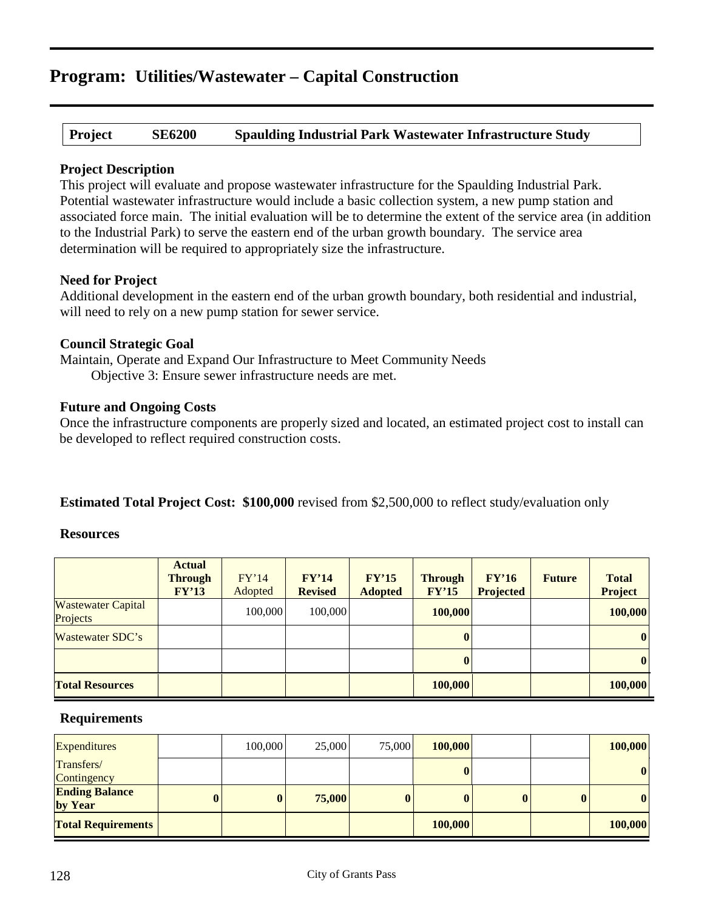# Program: Utilities/Wastewater – Capital Construction

**Project SE6200 Spaulding Industrial Park Wastewater Infrastructure Study**

### Project Description

This project will evaluate and propose wastewater infrastructure for the Spaulding Industrial Park. Potential wastewater infrastructure would include a basic collection system, a new pump station and associated force main. The initial evaluation will be to determine the extent of the service area (in addition to the Industrial Park) to serve the eastern end of the urban growth boundary. The service area determination will be required to appropriately size the infrastructure.

### Need for Project

Additional development in the eastern end of the urban growth boundary, both residential and industrial, will need to rely on a new pump station for sewer service.

### Council Strategic Goal

Maintain, Operate and Expand Our Infrastructure to Meet Community Needs
Objective 3: Ensure sewer infrastructure needs are met.

### Future and Ongoing Costs

Once the infrastructure components are properly sized and located, an estimated project cost to install can be developed to reflect required construction costs.

**Estimated Total Project Cost: $100,000** revised from $2,500,000 to reflect study/evaluation only

### Resources

| | Actual Through FY'13 | FY'14 Adopted | FY'14 Revised | FY'15 Adopted | Through FY'15 | FY'16 Projected | Future | Total Project |
|---|---|---|---|---|---|---|---|---|
| Wastewater Capital Projects | | 100,000 | 100,000 | | **100,000** | | | **100,000** |
| Wastewater SDC's | | | | | **0** | | | **0** |
| | | | | | **0** | | | **0** |
| **Total Resources** | | | | | **100,000** | | | **100,000** |

### Requirements

| | Actual Through FY'13 | FY'14 Adopted | FY'14 Revised | FY'15 Adopted | Through FY'15 | FY'16 Projected | Future | Total Project |
|---|---|---|---|---|---|---|---|---|
| Expenditures | | 100,000 | 25,000 | 75,000 | **100,000** | | | **100,000** |
| Transfers/ Contingency | | | | | **0** | | | **0** |
| **Ending Balance by Year** | **0** | **0** | **75,000** | **0** | **0** | **0** | **0** | **0** |
| **Total Requirements** | | | | | **100,000** | | | **100,000** |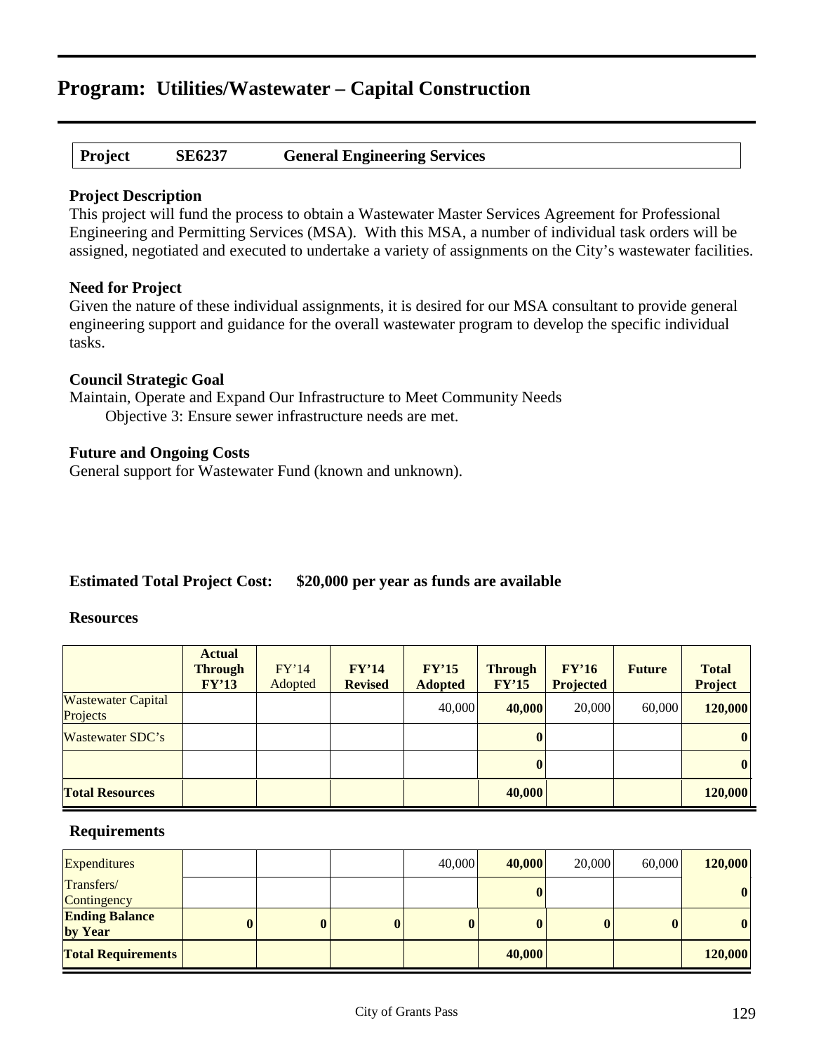# Program: Utilities/Wastewater – Capital Construction

| Project | SE6237 | General Engineering Services |
|---|---|---|

**Project Description**
This project will fund the process to obtain a Wastewater Master Services Agreement for Professional Engineering and Permitting Services (MSA). With this MSA, a number of individual task orders will be assigned, negotiated and executed to undertake a variety of assignments on the City's wastewater facilities.

**Need for Project**
Given the nature of these individual assignments, it is desired for our MSA consultant to provide general engineering support and guidance for the overall wastewater program to develop the specific individual tasks.

**Council Strategic Goal**
Maintain, Operate and Expand Our Infrastructure to Meet Community Needs
Objective 3: Ensure sewer infrastructure needs are met.

**Future and Ongoing Costs**
General support for Wastewater Fund (known and unknown).

**Estimated Total Project Cost: $20,000 per year as funds are available**

**Resources**

| | Actual Through FY'13 | FY'14 Adopted | FY'14 Revised | FY'15 Adopted | Through FY'15 | FY'16 Projected | Future | Total Project |
|---|---|---|---|---|---|---|---|---|
| Wastewater Capital Projects | | | | 40,000 | **40,000** | 20,000 | 60,000 | **120,000** |
| Wastewater SDC's | | | | | **0** | | | **0** |
| | | | | | **0** | | | **0** |
| **Total Resources** | | | | | **40,000** | | | **120,000** |

**Requirements**

| | Actual Through FY'13 | FY'14 Adopted | FY'14 Revised | FY'15 Adopted | Through FY'15 | FY'16 Projected | Future | Total Project |
|---|---|---|---|---|---|---|---|---|
| Expenditures | | | | 40,000 | **40,000** | 20,000 | 60,000 | **120,000** |
| Transfers/ Contingency | | | | | **0** | | | **0** |
| **Ending Balance by Year** | **0** | **0** | **0** | **0** | **0** | **0** | **0** | **0** |
| **Total Requirements** | | | | | **40,000** | | | **120,000** |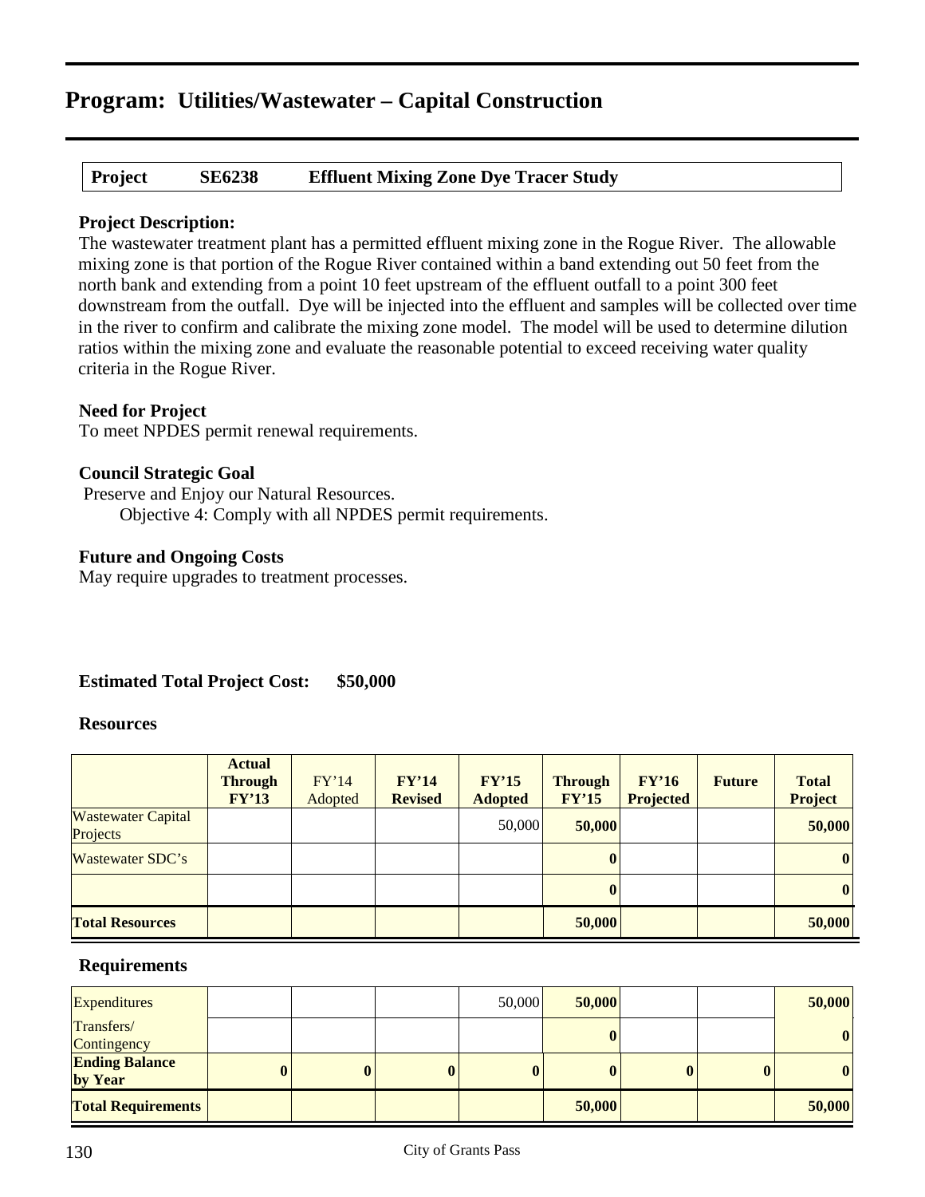# Program: Utilities/Wastewater – Capital Construction

| Project | SE6238 | Effluent Mixing Zone Dye Tracer Study |
|---|---|---|

### Project Description:

The wastewater treatment plant has a permitted effluent mixing zone in the Rogue River. The allowable mixing zone is that portion of the Rogue River contained within a band extending out 50 feet from the north bank and extending from a point 10 feet upstream of the effluent outfall to a point 300 feet downstream from the outfall. Dye will be injected into the effluent and samples will be collected over time in the river to confirm and calibrate the mixing zone model. The model will be used to determine dilution ratios within the mixing zone and evaluate the reasonable potential to exceed receiving water quality criteria in the Rogue River.

### Need for Project

To meet NPDES permit renewal requirements.

### Council Strategic Goal

Preserve and Enjoy our Natural Resources.

Objective 4: Comply with all NPDES permit requirements.

### Future and Ongoing Costs

May require upgrades to treatment processes.

**Estimated Total Project Cost: $50,000**

### Resources

| | Actual Through FY'13 | FY'14 Adopted | FY'14 Revised | FY'15 Adopted | Through FY'15 | FY'16 Projected | Future | Total Project |
|---|---|---|---|---|---|---|---|---|
| Wastewater Capital Projects | | | | 50,000 | 50,000 | | | 50,000 |
| Wastewater SDC's | | | | | 0 | | | 0 |
| | | | | | 0 | | | 0 |
| **Total Resources** | | | | | **50,000** | | | **50,000** |

### Requirements

| | Actual Through FY'13 | FY'14 Adopted | FY'14 Revised | FY'15 Adopted | Through FY'15 | FY'16 Projected | Future | Total Project |
|---|---|---|---|---|---|---|---|---|
| Expenditures | | | | 50,000 | 50,000 | | | 50,000 |
| Transfers/ Contingency | | | | | 0 | | | 0 |
| **Ending Balance by Year** | 0 | 0 | 0 | 0 | 0 | 0 | 0 | 0 |
| **Total Requirements** | | | | | **50,000** | | | **50,000** |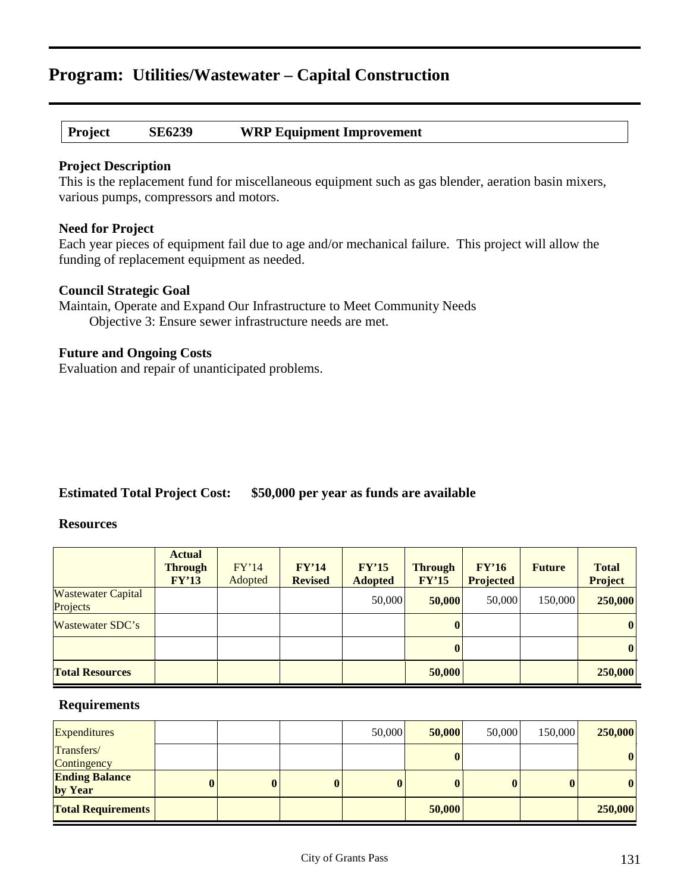# Program: Utilities/Wastewater – Capital Construction

| Project | SE6239 | WRP Equipment Improvement |
|---|---|---|

### Project Description

This is the replacement fund for miscellaneous equipment such as gas blender, aeration basin mixers, various pumps, compressors and motors.

### Need for Project

Each year pieces of equipment fail due to age and/or mechanical failure. This project will allow the funding of replacement equipment as needed.

### Council Strategic Goal

Maintain, Operate and Expand Our Infrastructure to Meet Community Needs
 Objective 3: Ensure sewer infrastructure needs are met.

### Future and Ongoing Costs

Evaluation and repair of unanticipated problems.

**Estimated Total Project Cost: $50,000 per year as funds are available**

### Resources

| | Actual Through FY'13 | FY'14 Adopted | FY'14 Revised | FY'15 Adopted | Through FY'15 | FY'16 Projected | Future | Total Project |
|---|---|---|---|---|---|---|---|---|
| Wastewater Capital Projects | | | | 50,000 | **50,000** | 50,000 | 150,000 | **250,000** |
| Wastewater SDC's | | | | | **0** | | | **0** |
| | | | | | **0** | | | **0** |
| **Total Resources** | | | | | **50,000** | | | **250,000** |

### Requirements

| | Actual Through FY'13 | FY'14 Adopted | FY'14 Revised | FY'15 Adopted | Through FY'15 | FY'16 Projected | Future | Total Project |
|---|---|---|---|---|---|---|---|---|
| Expenditures | | | | 50,000 | **50,000** | 50,000 | 150,000 | **250,000** |
| Transfers/ Contingency | | | | | **0** | | | **0** |
| **Ending Balance by Year** | **0** | **0** | **0** | **0** | **0** | **0** | **0** | **0** |
| **Total Requirements** | | | | | **50,000** | | | **250,000** |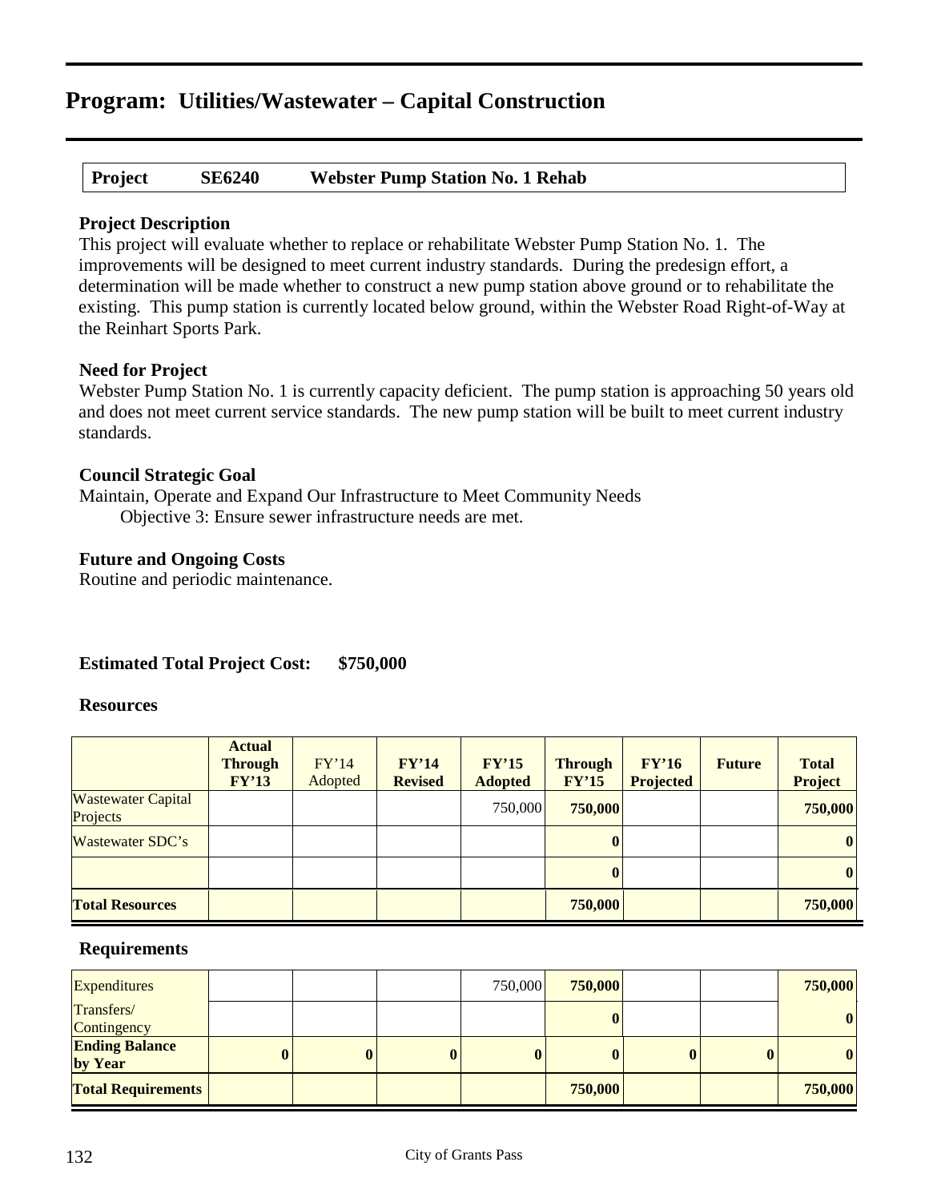# Program: Utilities/Wastewater – Capital Construction

| **Project** | **SE6240** | **Webster Pump Station No. 1 Rehab** |
|---|---|---|

### Project Description

This project will evaluate whether to replace or rehabilitate Webster Pump Station No. 1. The improvements will be designed to meet current industry standards. During the predesign effort, a determination will be made whether to construct a new pump station above ground or to rehabilitate the existing. This pump station is currently located below ground, within the Webster Road Right-of-Way at the Reinhart Sports Park.

### Need for Project

Webster Pump Station No. 1 is currently capacity deficient. The pump station is approaching 50 years old and does not meet current service standards. The new pump station will be built to meet current industry standards.

### Council Strategic Goal

Maintain, Operate and Expand Our Infrastructure to Meet Community Needs
Objective 3: Ensure sewer infrastructure needs are met.

### Future and Ongoing Costs

Routine and periodic maintenance.

**Estimated Total Project Cost: $750,000**

### Resources

| | **Actual Through FY'13** | FY'14 Adopted | **FY'14 Revised** | **FY'15 Adopted** | **Through FY'15** | **FY'16 Projected** | **Future** | **Total Project** |
|---|---|---|---|---|---|---|---|---|
| Wastewater Capital Projects | | | | 750,000 | **750,000** | | | **750,000** |
| Wastewater SDC's | | | | | **0** | | | **0** |
| | | | | | **0** | | | **0** |
| **Total Resources** | | | | | **750,000** | | | **750,000** |

### Requirements

| | **Actual Through FY'13** | FY'14 Adopted | **FY'14 Revised** | **FY'15 Adopted** | **Through FY'15** | **FY'16 Projected** | **Future** | **Total Project** |
|---|---|---|---|---|---|---|---|---|
| Expenditures | | | | 750,000 | **750,000** | | | **750,000** |
| Transfers/ Contingency | | | | | **0** | | | **0** |
| **Ending Balance by Year** | **0** | **0** | **0** | **0** | **0** | **0** | **0** | **0** |
| **Total Requirements** | | | | | **750,000** | | | **750,000** |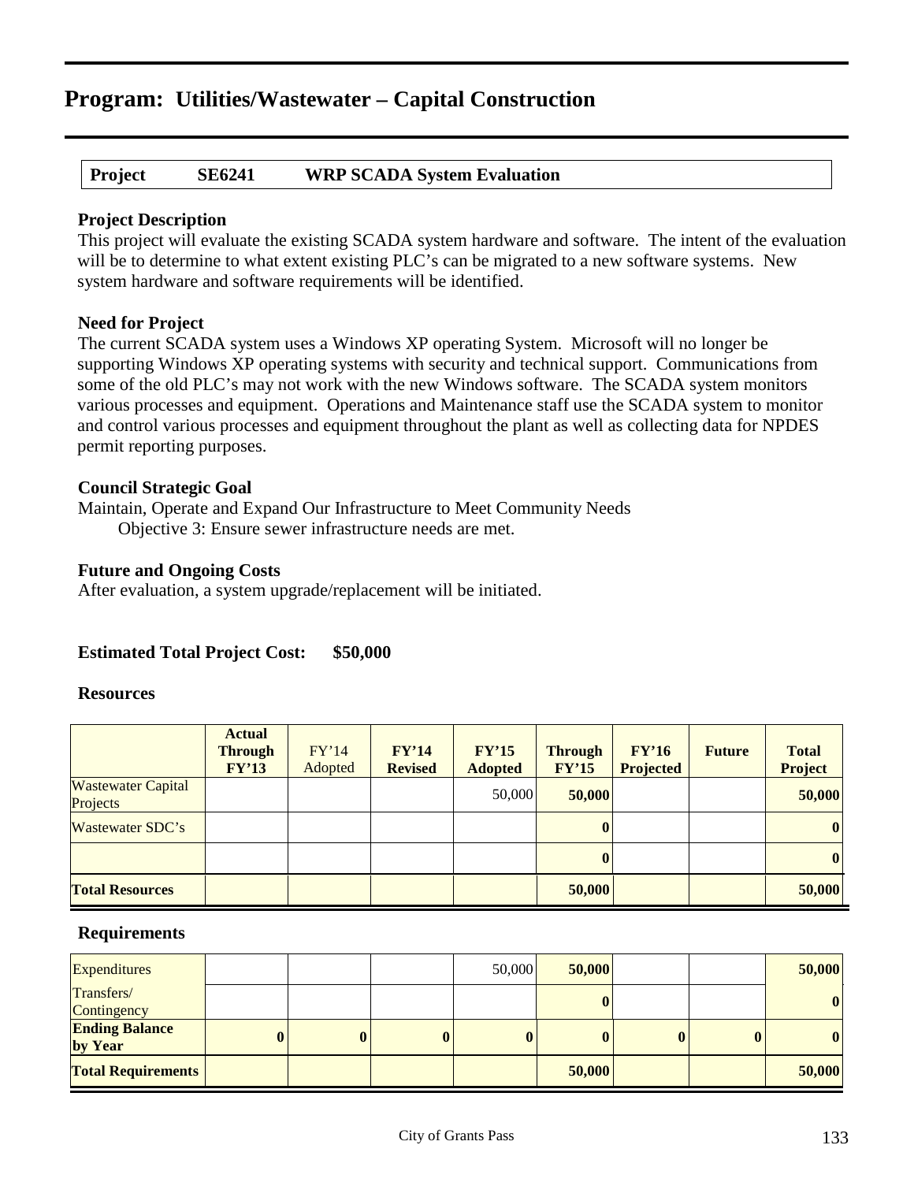# Program: Utilities/Wastewater – Capital Construction

| **Project** | **SE6241** | **WRP SCADA System Evaluation** |
|---|---|---|

**Project Description**

This project will evaluate the existing SCADA system hardware and software. The intent of the evaluation will be to determine to what extent existing PLC's can be migrated to a new software systems. New system hardware and software requirements will be identified.

**Need for Project**

The current SCADA system uses a Windows XP operating System. Microsoft will no longer be supporting Windows XP operating systems with security and technical support. Communications from some of the old PLC's may not work with the new Windows software. The SCADA system monitors various processes and equipment. Operations and Maintenance staff use the SCADA system to monitor and control various processes and equipment throughout the plant as well as collecting data for NPDES permit reporting purposes.

**Council Strategic Goal**

Maintain, Operate and Expand Our Infrastructure to Meet Community Needs

Objective 3: Ensure sewer infrastructure needs are met.

**Future and Ongoing Costs**

After evaluation, a system upgrade/replacement will be initiated.

**Estimated Total Project Cost: $50,000**

**Resources**

| | Actual Through FY'13 | FY'14 Adopted | FY'14 Revised | FY'15 Adopted | Through FY'15 | FY'16 Projected | Future | Total Project |
|---|---|---|---|---|---|---|---|---|
| Wastewater Capital Projects | | | | 50,000 | **50,000** | | | **50,000** |
| Wastewater SDC's | | | | | **0** | | | **0** |
| | | | | | **0** | | | **0** |
| **Total Resources** | | | | | **50,000** | | | **50,000** |

**Requirements**

| | Actual Through FY'13 | FY'14 Adopted | FY'14 Revised | FY'15 Adopted | Through FY'15 | FY'16 Projected | Future | Total Project |
|---|---|---|---|---|---|---|---|---|
| Expenditures | | | | 50,000 | **50,000** | | | **50,000** |
| Transfers/ Contingency | | | | | **0** | | | **0** |
| **Ending Balance by Year** | **0** | **0** | **0** | **0** | **0** | **0** | **0** | **0** |
| **Total Requirements** | | | | | **50,000** | | | **50,000** |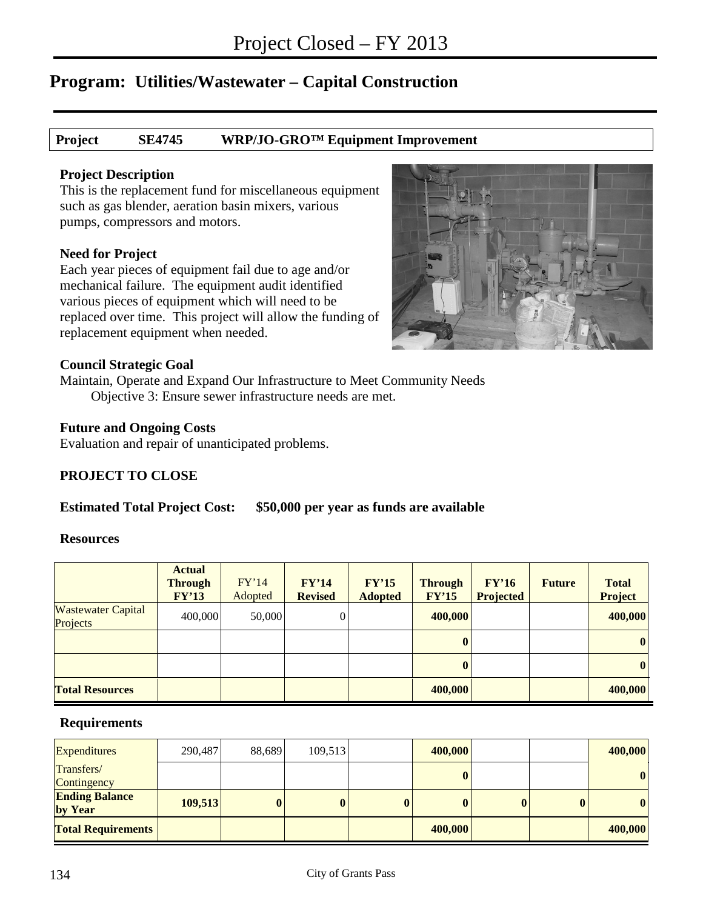# Project Closed – FY 2013

## Program: Utilities/Wastewater – Capital Construction

| Project | SE4745 | WRP/JO-GRO™ Equipment Improvement |
|---|---|---|

**Project Description**
This is the replacement fund for miscellaneous equipment such as gas blender, aeration basin mixers, various pumps, compressors and motors.

**Need for Project**
Each year pieces of equipment fail due to age and/or mechanical failure. The equipment audit identified various pieces of equipment which will need to be replaced over time. This project will allow the funding of replacement equipment when needed.

**Council Strategic Goal**
Maintain, Operate and Expand Our Infrastructure to Meet Community Needs
Objective 3: Ensure sewer infrastructure needs are met.

**Future and Ongoing Costs**
Evaluation and repair of unanticipated problems.

**PROJECT TO CLOSE**

**Estimated Total Project Cost: $50,000 per year as funds are available**

**Resources**

| | Actual Through FY'13 | FY'14 Adopted | FY'14 Revised | FY'15 Adopted | Through FY'15 | FY'16 Projected | Future | Total Project |
|---|---|---|---|---|---|---|---|---|
| Wastewater Capital Projects | 400,000 | 50,000 | 0 | | 400,000 | | | 400,000 |
| | | | | | 0 | | | 0 |
| | | | | | 0 | | | 0 |
| Total Resources | | | | | 400,000 | | | 400,000 |

**Requirements**

| | Actual Through FY'13 | FY'14 Adopted | FY'14 Revised | FY'15 Adopted | Through FY'15 | FY'16 Projected | Future | Total Project |
|---|---|---|---|---|---|---|---|---|
| Expenditures | 290,487 | 88,689 | 109,513 | | 400,000 | | | 400,000 |
| Transfers/ Contingency | | | | | 0 | | | 0 |
| Ending Balance by Year | 109,513 | 0 | 0 | 0 | 0 | 0 | 0 | 0 |
| Total Requirements | | | | | 400,000 | | | 400,000 |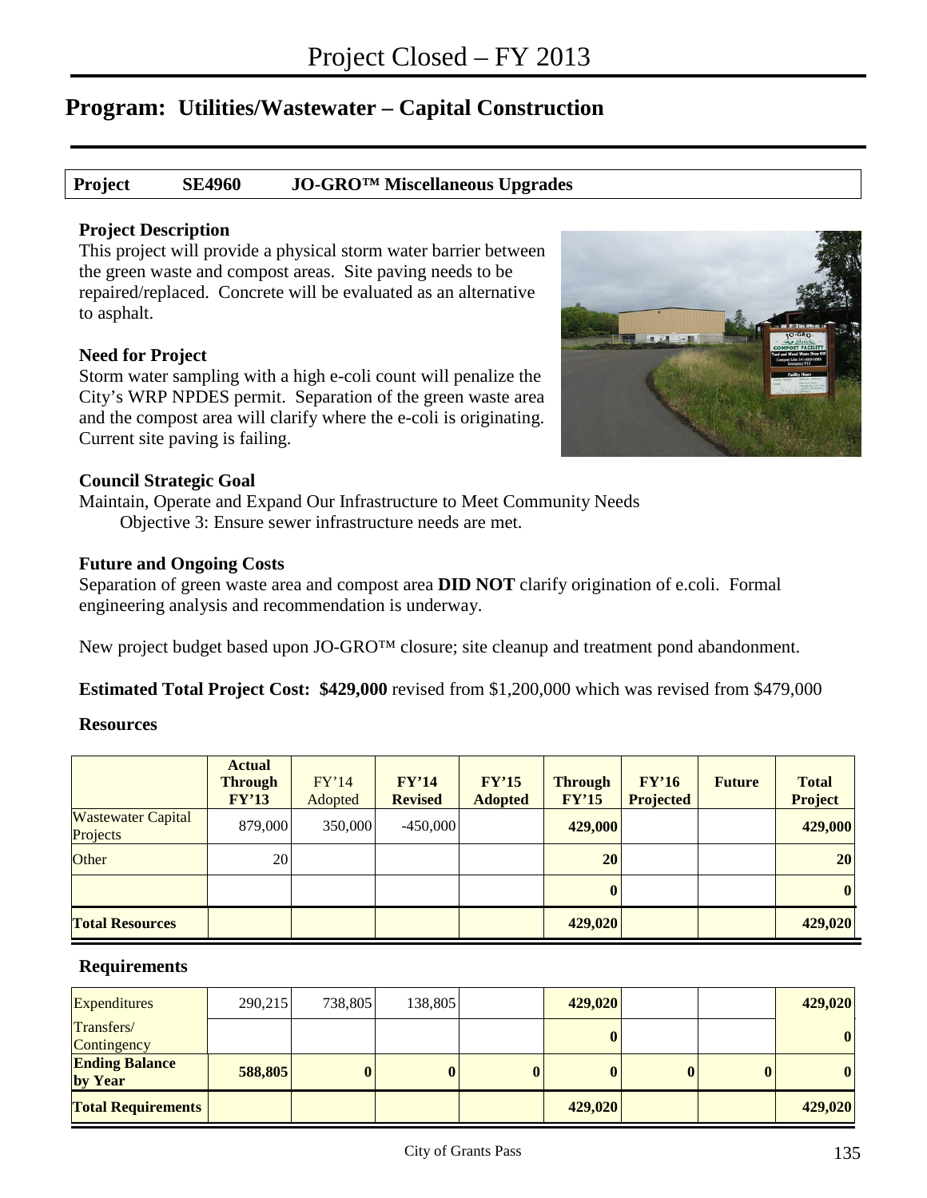# Project Closed – FY 2013

## Program: Utilities/Wastewater – Capital Construction

| Project | SE4960 | JO-GRO™ Miscellaneous Upgrades |
|---|---|---|

### Project Description

This project will provide a physical storm water barrier between the green waste and compost areas. Site paving needs to be repaired/replaced. Concrete will be evaluated as an alternative to asphalt.

### Need for Project

Storm water sampling with a high e-coli count will penalize the City's WRP NPDES permit. Separation of the green waste area and the compost area will clarify where the e-coli is originating. Current site paving is failing.

### Council Strategic Goal

Maintain, Operate and Expand Our Infrastructure to Meet Community Needs

Objective 3: Ensure sewer infrastructure needs are met.

### Future and Ongoing Costs

Separation of green waste area and compost area **DID NOT** clarify origination of e.coli. Formal engineering analysis and recommendation is underway.

New project budget based upon JO-GRO™ closure; site cleanup and treatment pond abandonment.

**Estimated Total Project Cost: $429,000** revised from $1,200,000 which was revised from $479,000

### Resources

| | Actual Through FY'13 | FY'14 Adopted | FY'14 Revised | FY'15 Adopted | Through FY'15 | FY'16 Projected | Future | Total Project |
|---|---|---|---|---|---|---|---|---|
| Wastewater Capital Projects | 879,000 | 350,000 | -450,000 | | 429,000 | | | 429,000 |
| Other | 20 | | | | 20 | | | 20 |
| | | | | | 0 | | | 0 |
| **Total Resources** | | | | | 429,020 | | | 429,020 |

### Requirements

| | | | | | | | | |
|---|---|---|---|---|---|---|---|---|
| Expenditures | 290,215 | 738,805 | 138,805 | | 429,020 | | | 429,020 |
| Transfers/ Contingency | | | | | 0 | | | 0 |
| **Ending Balance by Year** | 588,805 | 0 | 0 | 0 | 0 | 0 | 0 | 0 |
| **Total Requirements** | | | | | 429,020 | | | 429,020 |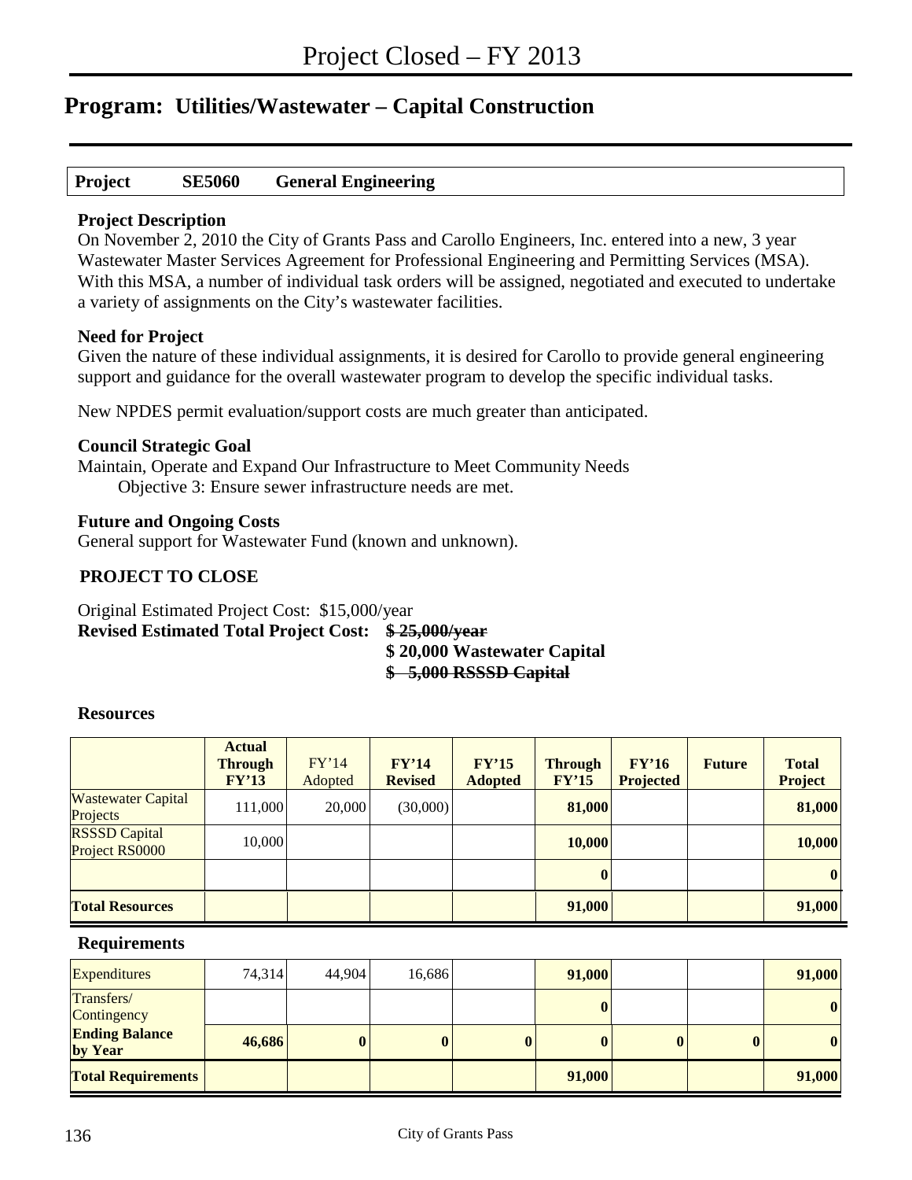# Project Closed – FY 2013

## Program: Utilities/Wastewater – Capital Construction

| Project | SE5060 | General Engineering |
|---|---|---|

**Project Description**

On November 2, 2010 the City of Grants Pass and Carollo Engineers, Inc. entered into a new, 3 year Wastewater Master Services Agreement for Professional Engineering and Permitting Services (MSA). With this MSA, a number of individual task orders will be assigned, negotiated and executed to undertake a variety of assignments on the City's wastewater facilities.

**Need for Project**

Given the nature of these individual assignments, it is desired for Carollo to provide general engineering support and guidance for the overall wastewater program to develop the specific individual tasks.

New NPDES permit evaluation/support costs are much greater than anticipated.

**Council Strategic Goal**

Maintain, Operate and Expand Our Infrastructure to Meet Community Needs

Objective 3: Ensure sewer infrastructure needs are met.

**Future and Ongoing Costs**

General support for Wastewater Fund (known and unknown).

**PROJECT TO CLOSE**

Original Estimated Project Cost: $15,000/year

**Revised Estimated Total Project Cost:** ~~**$ 25,000/year**~~

**$ 20,000 Wastewater Capital**

~~**$ 5,000 RSSSD Capital**~~

**Resources**

| | Actual Through FY'13 | FY'14 Adopted | FY'14 Revised | FY'15 Adopted | Through FY'15 | FY'16 Projected | Future | Total Project |
|---|---|---|---|---|---|---|---|---|
| Wastewater Capital Projects | 111,000 | 20,000 | (30,000) | | **81,000** | | | **81,000** |
| RSSSD Capital Project RS0000 | 10,000 | | | | **10,000** | | | **10,000** |
| | | | | | **0** | | | **0** |
| **Total Resources** | | | | | **91,000** | | | **91,000** |

**Requirements**

| | Actual Through FY'13 | FY'14 Adopted | FY'14 Revised | FY'15 Adopted | Through FY'15 | FY'16 Projected | Future | Total Project |
|---|---|---|---|---|---|---|---|---|
| Expenditures | 74,314 | 44,904 | 16,686 | | **91,000** | | | **91,000** |
| Transfers/ Contingency | | | | | **0** | | | **0** |
| **Ending Balance by Year** | **46,686** | **0** | **0** | **0** | **0** | **0** | **0** | **0** |
| **Total Requirements** | | | | | **91,000** | | | **91,000** |